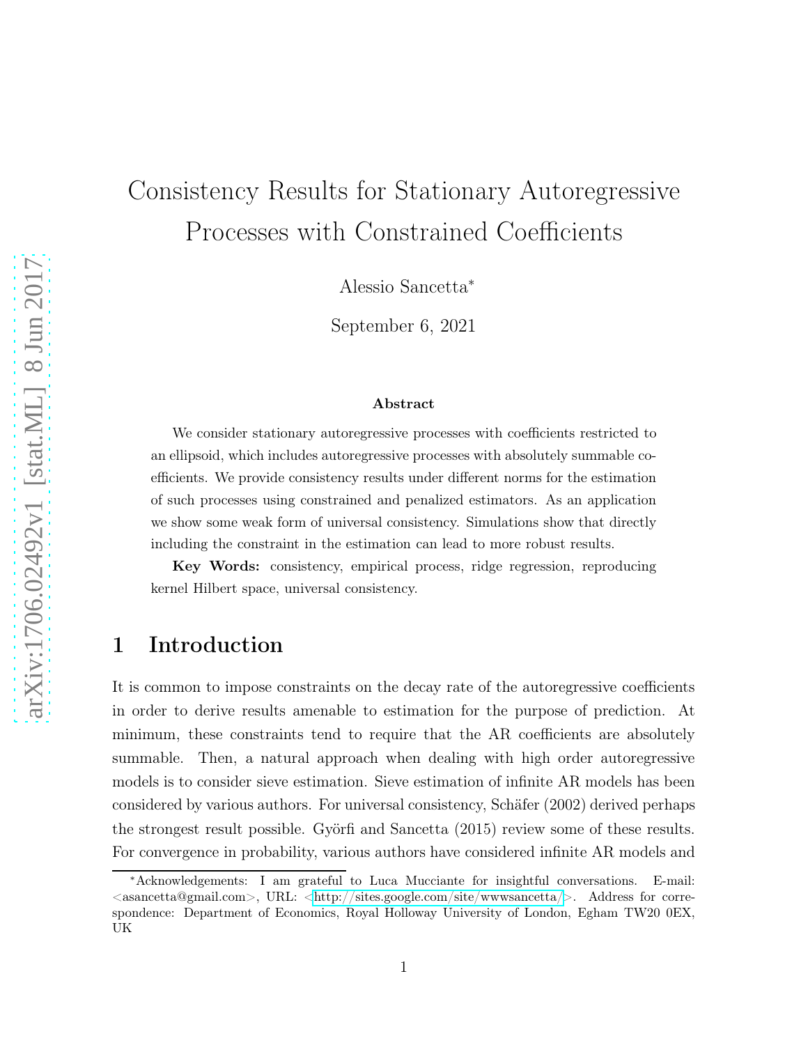# Consistency Results for Stationary Autoregressive Processes with Constrained Coefficients

Alessio Sancetta*

September 6, 2021

### Abstract

We consider stationary autoregressive processes with coefficients restricted to an ellipsoid, which includes autoregressive processes with absolutely summable coefficients. We provide consistency results under different norms for the estimation of such processes using constrained and penalized estimators. As an application we show some weak form of universal consistency. Simulations show that directly including the constraint in the estimation can lead to more robust results.

**Key Words:** consistency, empirical process, ridge regression, reproducing kernel Hilbert space, universal consistency.

## 1 Introduction

It is common to impose constraints on the decay rate of the autoregressive coefficients in order to derive results amenable to estimation for the purpose of prediction. At minimum, these constraints tend to require that the AR coefficients are absolutely summable. Then, a natural approach when dealing with high order autoregressive models is to consider sieve estimation. Sieve estimation of infinite AR models has been considered by various authors. For universal consistency, Schäfer (2002) derived perhaps the strongest result possible. Györfi and Sancetta (2015) review some of these results. For convergence in probability, various authors have considered infinite AR models and

*Acknowledgements: I am grateful to Luca Mucciante for insightful conversations. E-mail: <asancetta@gmail.com>, URL: <http://sites.google.com/site/wwwsancetta/>. Address for correspondence: Department of Economics, Royal Holloway University of London, Egham TW20 0EX, UK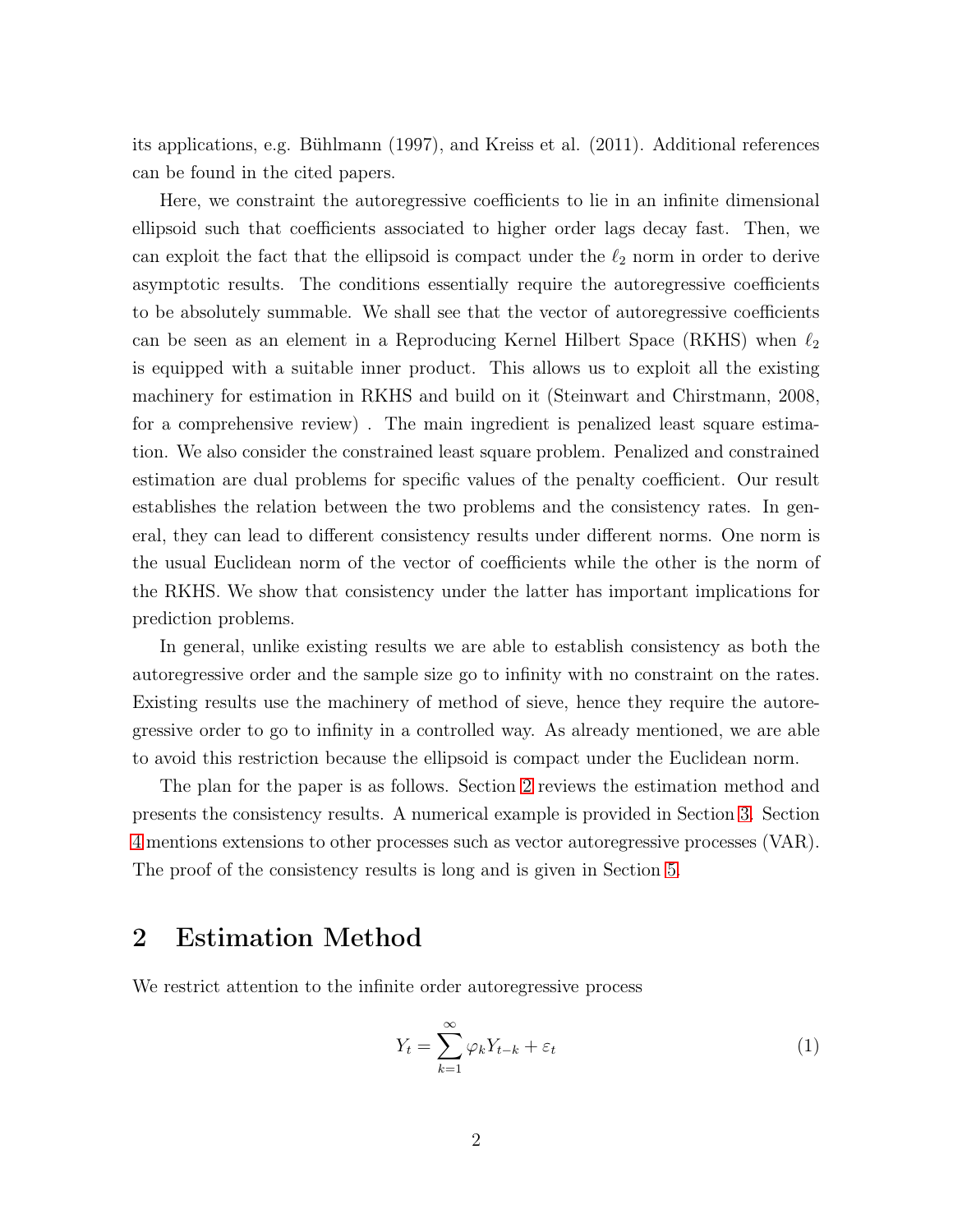its applications, e.g. Bühlmann (1997), and Kreiss et al. (2011). Additional references can be found in the cited papers.

Here, we constraint the autoregressive coefficients to lie in an infinite dimensional ellipsoid such that coefficients associated to higher order lags decay fast. Then, we can exploit the fact that the ellipsoid is compact under the $\ell_2$ norm in order to derive asymptotic results. The conditions essentially require the autoregressive coefficients to be absolutely summable. We shall see that the vector of autoregressive coefficients can be seen as an element in a Reproducing Kernel Hilbert Space (RKHS) when $\ell_2$ is equipped with a suitable inner product. This allows us to exploit all the existing machinery for estimation in RKHS and build on it (Steinwart and Chirstmann, 2008, for a comprehensive review) . The main ingredient is penalized least square estimation. We also consider the constrained least square problem. Penalized and constrained estimation are dual problems for specific values of the penalty coefficient. Our result establishes the relation between the two problems and the consistency rates. In general, they can lead to different consistency results under different norms. One norm is the usual Euclidean norm of the vector of coefficients while the other is the norm of the RKHS. We show that consistency under the latter has important implications for prediction problems.

In general, unlike existing results we are able to establish consistency as both the autoregressive order and the sample size go to infinity with no constraint on the rates. Existing results use the machinery of method of sieve, hence they require the autoregressive order to go to infinity in a controlled way. As already mentioned, we are able to avoid this restriction because the ellipsoid is compact under the Euclidean norm.

The plan for the paper is as follows. Section 2 reviews the estimation method and presents the consistency results. A numerical example is provided in Section 3. Section 4 mentions extensions to other processes such as vector autoregressive processes (VAR). The proof of the consistency results is long and is given in Section 5.

## 2 Estimation Method

We restrict attention to the infinite order autoregressive process

$$Y_t = \sum_{k=1}^{\infty} \varphi_k Y_{t-k} + \varepsilon_t \tag{1}$$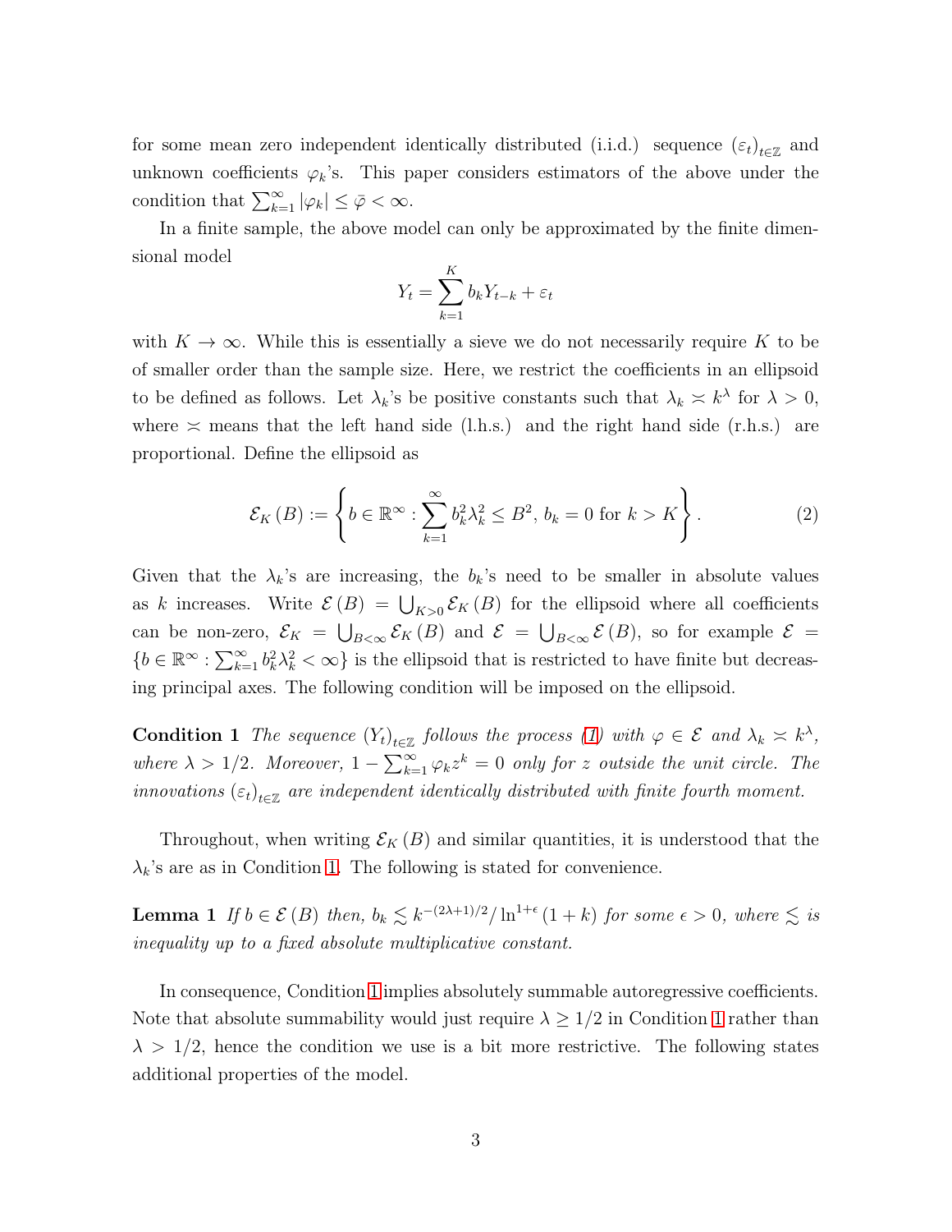for some mean zero independent identically distributed (i.i.d.) sequence $(\varepsilon_t)_{t\in\mathbb{Z}}$ and unknown coefficients $\varphi_k$'s. This paper considers estimators of the above under the condition that $\sum_{k=1}^{\infty}|\varphi_k|\leq\bar{\varphi}<\infty$.

In a finite sample, the above model can only be approximated by the finite dimensional model

$$Y_t=\sum_{k=1}^{K}b_kY_{t-k}+\varepsilon_t$$

with $K\to\infty$. While this is essentially a sieve we do not necessarily require $K$ to be of smaller order than the sample size. Here, we restrict the coefficients in an ellipsoid to be defined as follows. Let $\lambda_k$'s be positive constants such that $\lambda_k\asymp k^{\lambda}$ for $\lambda>0$, where $\asymp$ means that the left hand side (l.h.s.) and the right hand side (r.h.s.) are proportional. Define the ellipsoid as

$$\mathcal{E}_K(B):=\left\{b\in\mathbb{R}^{\infty}:\sum_{k=1}^{\infty}b_k^2\lambda_k^2\leq B^2,\, b_k=0\text{ for }k>K\right\}. \tag{2}$$

Given that the $\lambda_k$'s are increasing, the $b_k$'s need to be smaller in absolute values as $k$ increases. Write $\mathcal{E}(B)=\bigcup_{K>0}\mathcal{E}_K(B)$ for the ellipsoid where all coefficients can be non-zero, $\mathcal{E}_K=\bigcup_{B<\infty}\mathcal{E}_K(B)$ and $\mathcal{E}=\bigcup_{B<\infty}\mathcal{E}(B)$, so for example $\mathcal{E}=\{b\in\mathbb{R}^{\infty}:\sum_{k=1}^{\infty}b_k^2\lambda_k^2<\infty\}$ is the ellipsoid that is restricted to have finite but decreasing principal axes. The following condition will be imposed on the ellipsoid.

**Condition 1** *The sequence $(Y_t)_{t\in\mathbb{Z}}$ follows the process (1) with $\varphi\in\mathcal{E}$ and $\lambda_k\asymp k^{\lambda}$, where $\lambda>1/2$. Moreover, $1-\sum_{k=1}^{\infty}\varphi_kz^k=0$ only for $z$ outside the unit circle. The innovations $(\varepsilon_t)_{t\in\mathbb{Z}}$ are independent identically distributed with finite fourth moment.*

Throughout, when writing $\mathcal{E}_K(B)$ and similar quantities, it is understood that the $\lambda_k$'s are as in Condition 1. The following is stated for convenience.

**Lemma 1** *If $b\in\mathcal{E}(B)$ then, $b_k\lesssim k^{-(2\lambda+1)/2}/\ln^{1+\epsilon}(1+k)$ for some $\epsilon>0$, where $\lesssim$ is inequality up to a fixed absolute multiplicative constant.*

In consequence, Condition 1 implies absolutely summable autoregressive coefficients. Note that absolute summability would just require $\lambda\geq1/2$ in Condition 1 rather than $\lambda>1/2$, hence the condition we use is a bit more restrictive. The following states additional properties of the model.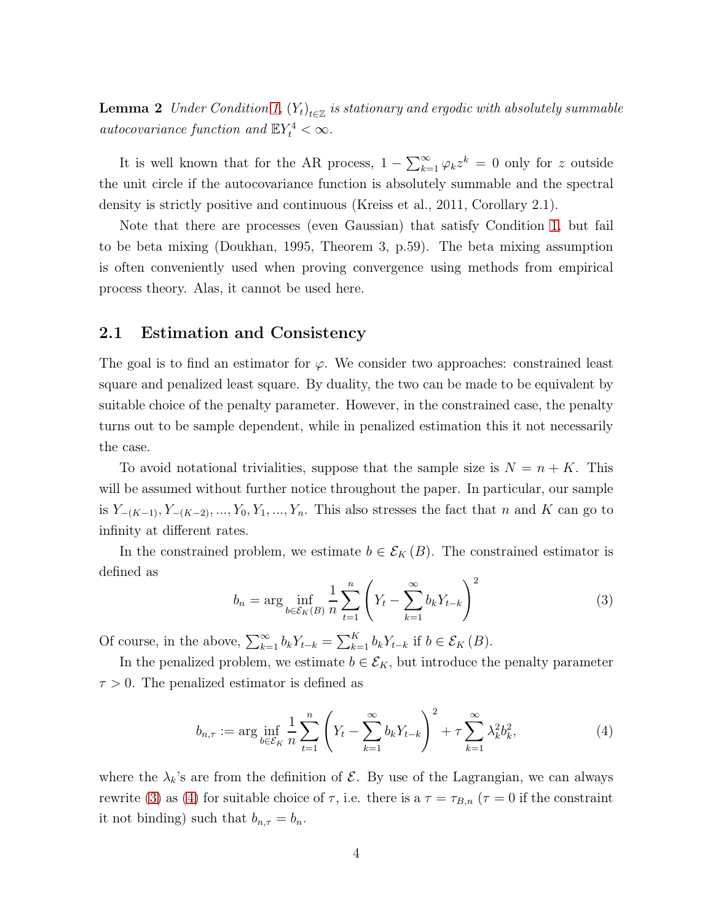**Lemma 2** *Under Condition 1, $(Y_t)_{t\in\mathbb{Z}}$ is stationary and ergodic with absolutely summable autocovariance function and $\mathbb{E}Y_t^4 < \infty$.*

It is well known that for the AR process, $1 - \sum_{k=1}^{\infty} \varphi_k z^k = 0$ only for $z$ outside the unit circle if the autocovariance function is absolutely summable and the spectral density is strictly positive and continuous (Kreiss et al., 2011, Corollary 2.1).

Note that there are processes (even Gaussian) that satisfy Condition 1, but fail to be beta mixing (Doukhan, 1995, Theorem 3, p.59). The beta mixing assumption is often conveniently used when proving convergence using methods from empirical process theory. Alas, it cannot be used here.

## 2.1 Estimation and Consistency

The goal is to find an estimator for $\varphi$. We consider two approaches: constrained least square and penalized least square. By duality, the two can be made to be equivalent by suitable choice of the penalty parameter. However, in the constrained case, the penalty turns out to be sample dependent, while in penalized estimation this it not necessarily the case.

To avoid notational trivialities, suppose that the sample size is $N = n + K$. This will be assumed without further notice throughout the paper. In particular, our sample is $Y_{-(K-1)}, Y_{-(K-2)}, ..., Y_0, Y_1, ..., Y_n$. This also stresses the fact that $n$ and $K$ can go to infinity at different rates.

In the constrained problem, we estimate $b \in \mathcal{E}_K(B)$. The constrained estimator is defined as

$$b_n = \arg\inf_{b\in\mathcal{E}_K(B)} \frac{1}{n}\sum_{t=1}^{n}\left(Y_t - \sum_{k=1}^{\infty} b_k Y_{t-k}\right)^2 \tag{3}$$

Of course, in the above, $\sum_{k=1}^{\infty} b_k Y_{t-k} = \sum_{k=1}^{K} b_k Y_{t-k}$ if $b \in \mathcal{E}_K(B)$.

In the penalized problem, we estimate $b \in \mathcal{E}_K$, but introduce the penalty parameter $\tau > 0$. The penalized estimator is defined as

$$b_{n,\tau} := \arg\inf_{b\in\mathcal{E}_K} \frac{1}{n}\sum_{t=1}^{n}\left(Y_t - \sum_{k=1}^{\infty} b_k Y_{t-k}\right)^2 + \tau\sum_{k=1}^{\infty}\lambda_k^2 b_k^2, \tag{4}$$

where the $\lambda_k$'s are from the definition of $\mathcal{E}$. By use of the Lagrangian, we can always rewrite (3) as (4) for suitable choice of $\tau$, i.e. there is a $\tau = \tau_{B,n}$ ($\tau = 0$ if the constraint it not binding) such that $b_{n,\tau} = b_n$.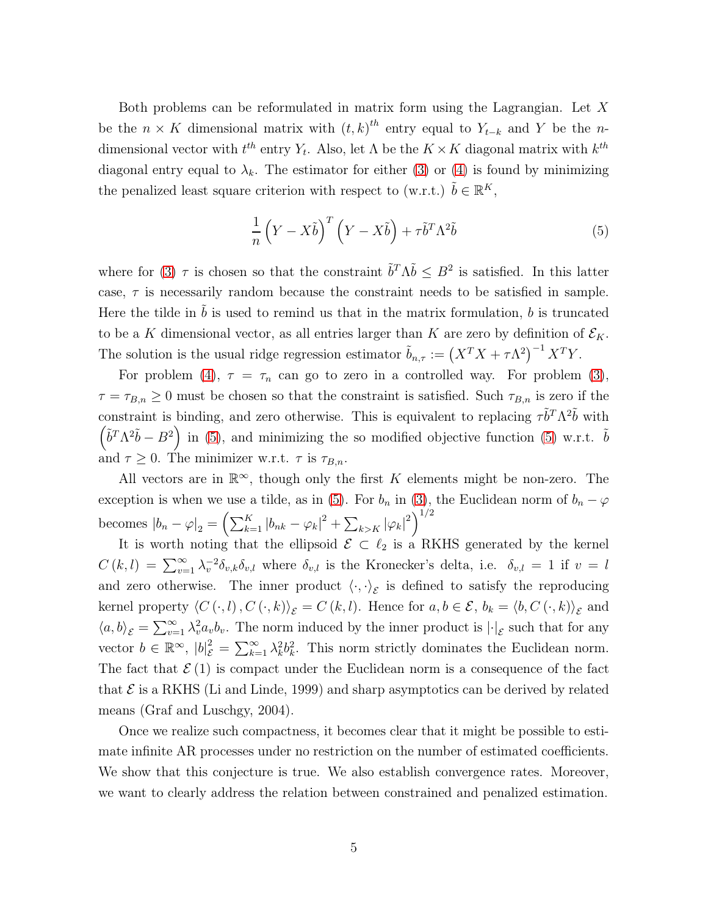Both problems can be reformulated in matrix form using the Lagrangian. Let $X$ be the $n \times K$ dimensional matrix with $(t,k)^{th}$ entry equal to $Y_{t-k}$ and $Y$ be the $n$-dimensional vector with $t^{th}$ entry $Y_t$. Also, let $\Lambda$ be the $K \times K$ diagonal matrix with $k^{th}$ diagonal entry equal to $\lambda_k$. The estimator for either (3) or (4) is found by minimizing the penalized least square criterion with respect to (w.r.t.) $\tilde{b} \in \mathbb{R}^K$,

$$\frac{1}{n}\left(Y - X\tilde{b}\right)^T\left(Y - X\tilde{b}\right) + \tau\tilde{b}^T\Lambda^2\tilde{b} \tag{5}$$

where for (3) $\tau$ is chosen so that the constraint $\tilde{b}^T\Lambda\tilde{b} \leq B^2$ is satisfied. In this latter case, $\tau$ is necessarily random because the constraint needs to be satisfied in sample. Here the tilde in $\tilde{b}$ is used to remind us that in the matrix formulation, $b$ is truncated to be a $K$ dimensional vector, as all entries larger than $K$ are zero by definition of $\mathcal{E}_K$. The solution is the usual ridge regression estimator $\tilde{b}_{n,\tau} := \left(X^TX + \tau\Lambda^2\right)^{-1}X^TY$.

For problem (4), $\tau = \tau_n$ can go to zero in a controlled way. For problem (3), $\tau = \tau_{B,n} \geq 0$ must be chosen so that the constraint is satisfied. Such $\tau_{B,n}$ is zero if the constraint is binding, and zero otherwise. This is equivalent to replacing $\tau\tilde{b}^T\Lambda^2\tilde{b}$ with $\left(\tilde{b}^T\Lambda^2\tilde{b} - B^2\right)$ in (5), and minimizing the so modified objective function (5) w.r.t. $\tilde{b}$ and $\tau \geq 0$. The minimizer w.r.t. $\tau$ is $\tau_{B,n}$.

All vectors are in $\mathbb{R}^\infty$, though only the first $K$ elements might be non-zero. The exception is when we use a tilde, as in (5). For $b_n$ in (3), the Euclidean norm of $b_n - \varphi$ becomes $|b_n - \varphi|_2 = \left(\sum_{k=1}^K |b_{nk} - \varphi_k|^2 + \sum_{k>K}|\varphi_k|^2\right)^{1/2}$

It is worth noting that the ellipsoid $\mathcal{E} \subset \ell_2$ is a RKHS generated by the kernel $C(k,l) = \sum_{v=1}^\infty \lambda_v^{-2}\delta_{v,k}\delta_{v,l}$ where $\delta_{v,l}$ is the Kronecker's delta, i.e. $\delta_{v,l} = 1$ if $v = l$ and zero otherwise. The inner product $\langle\cdot,\cdot\rangle_{\mathcal{E}}$ is defined to satisfy the reproducing kernel property $\langle C(\cdot,l), C(\cdot,k)\rangle_{\mathcal{E}} = C(k,l)$. Hence for $a, b \in \mathcal{E}$, $b_k = \langle b, C(\cdot,k)\rangle_{\mathcal{E}}$ and $\langle a,b\rangle_{\mathcal{E}} = \sum_{v=1}^\infty \lambda_v^2 a_v b_v$. The norm induced by the inner product is $|\cdot|_{\mathcal{E}}$ such that for any vector $b \in \mathbb{R}^\infty$, $|b|_{\mathcal{E}}^2 = \sum_{k=1}^\infty \lambda_k^2 b_k^2$. This norm strictly dominates the Euclidean norm. The fact that $\mathcal{E}(1)$ is compact under the Euclidean norm is a consequence of the fact that $\mathcal{E}$ is a RKHS (Li and Linde, 1999) and sharp asymptotics can be derived by related means (Graf and Luschgy, 2004).

Once we realize such compactness, it becomes clear that it might be possible to estimate infinite AR processes under no restriction on the number of estimated coefficients. We show that this conjecture is true. We also establish convergence rates. Moreover, we want to clearly address the relation between constrained and penalized estimation.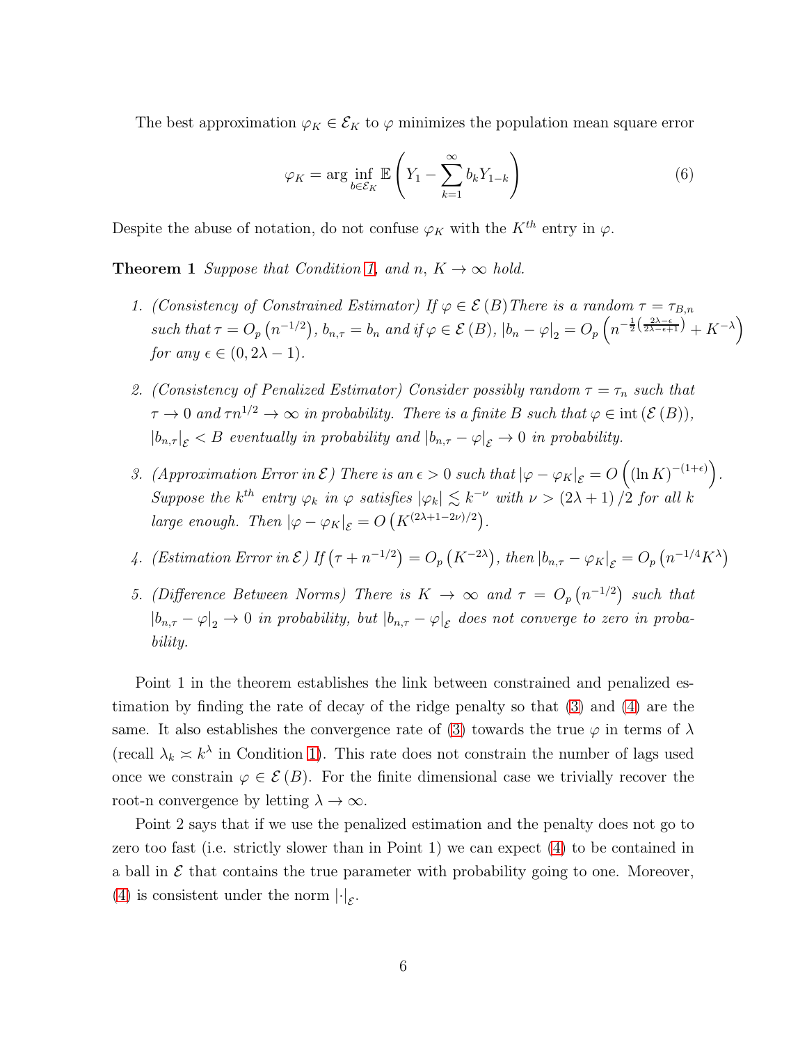The best approximation $\varphi_K \in \mathcal{E}_K$ to $\varphi$ minimizes the population mean square error

$$\varphi_K = \arg \inf_{b \in \mathcal{E}_K} \mathbb{E}\left( Y_1 - \sum_{k=1}^{\infty} b_k Y_{1-k} \right) \tag{6}$$

Despite the abuse of notation, do not confuse $\varphi_K$ with the $K^{th}$ entry in $\varphi$.

**Theorem 1** *Suppose that Condition 1, and $n$, $K \to \infty$ hold.*

1. *(Consistency of Constrained Estimator) If $\varphi \in \mathcal{E}(B)$ There is a random $\tau = \tau_{B,n}$ such that $\tau = O_p\left(n^{-1/2}\right)$, $b_{n,\tau} = b_n$ and if $\varphi \in \mathcal{E}(B)$, $\left|b_n - \varphi\right|_2 = O_p\left(n^{-\frac{1}{2}\left(\frac{2\lambda-\epsilon}{2\lambda-\epsilon+1}\right)} + K^{-\lambda}\right)$ for any $\epsilon \in (0, 2\lambda - 1)$.*

2. *(Consistency of Penalized Estimator) Consider possibly random $\tau = \tau_n$ such that $\tau \to 0$ and $\tau n^{1/2} \to \infty$ in probability. There is a finite $B$ such that $\varphi \in \operatorname{int}(\mathcal{E}(B))$, $\left|b_{n,\tau}\right|_{\mathcal{E}} < B$ eventually in probability and $\left|b_{n,\tau} - \varphi\right|_{\mathcal{E}} \to 0$ in probability.*

3. *(Approximation Error in $\mathcal{E}$) There is an $\epsilon > 0$ such that $\left|\varphi - \varphi_K\right|_{\mathcal{E}} = O\left((\ln K)^{-(1+\epsilon)}\right)$. Suppose the $k^{th}$ entry $\varphi_k$ in $\varphi$ satisfies $\left|\varphi_k\right| \lesssim k^{-\nu}$ with $\nu > (2\lambda + 1)/2$ for all $k$ large enough. Then $\left|\varphi - \varphi_K\right|_{\mathcal{E}} = O\left(K^{(2\lambda+1-2\nu)/2}\right)$.*

4. *(Estimation Error in $\mathcal{E}$) If $\left(\tau + n^{-1/2}\right) = O_p\left(K^{-2\lambda}\right)$, then $\left|b_{n,\tau} - \varphi_K\right|_{\mathcal{E}} = O_p\left(n^{-1/4} K^{\lambda}\right)$*

5. *(Difference Between Norms) There is $K \to \infty$ and $\tau = O_p\left(n^{-1/2}\right)$ such that $\left|b_{n,\tau} - \varphi\right|_2 \to 0$ in probability, but $\left|b_{n,\tau} - \varphi\right|_{\mathcal{E}}$ does not converge to zero in probability.*

Point 1 in the theorem establishes the link between constrained and penalized estimation by finding the rate of decay of the ridge penalty so that (3) and (4) are the same. It also establishes the convergence rate of (3) towards the true $\varphi$ in terms of $\lambda$ (recall $\lambda_k \asymp k^{\lambda}$ in Condition 1). This rate does not constrain the number of lags used once we constrain $\varphi \in \mathcal{E}(B)$. For the finite dimensional case we trivially recover the root-n convergence by letting $\lambda \to \infty$.

Point 2 says that if we use the penalized estimation and the penalty does not go to zero too fast (i.e. strictly slower than in Point 1) we can expect (4) to be contained in a ball in $\mathcal{E}$ that contains the true parameter with probability going to one. Moreover, (4) is consistent under the norm $|\cdot|_{\mathcal{E}}$.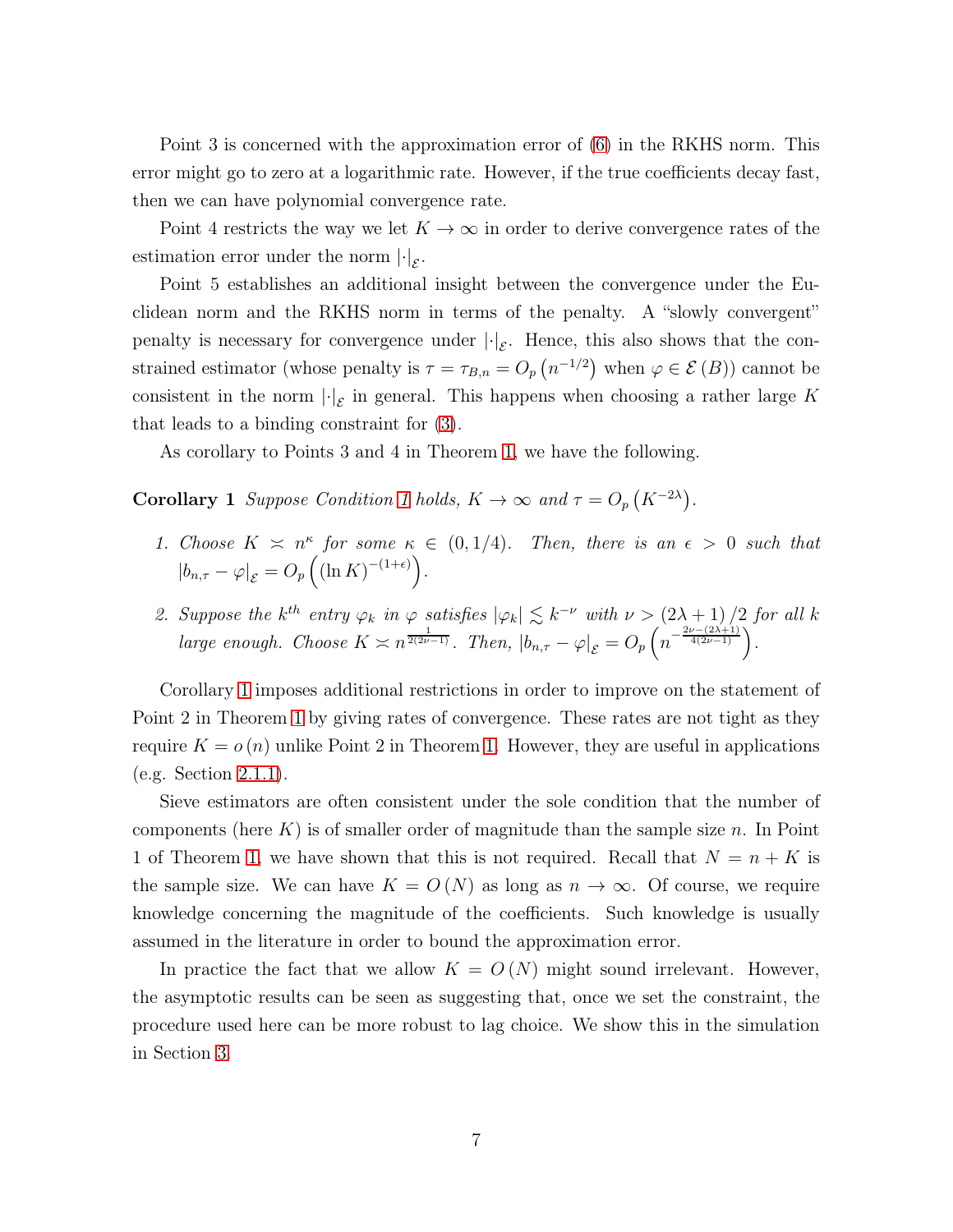Point 3 is concerned with the approximation error of (6) in the RKHS norm. This error might go to zero at a logarithmic rate. However, if the true coefficients decay fast, then we can have polynomial convergence rate.

Point 4 restricts the way we let $K \to \infty$ in order to derive convergence rates of the estimation error under the norm $|\cdot|_{\mathcal{E}}$.

Point 5 establishes an additional insight between the convergence under the Euclidean norm and the RKHS norm in terms of the penalty. A "slowly convergent" penalty is necessary for convergence under $|\cdot|_{\mathcal{E}}$. Hence, this also shows that the constrained estimator (whose penalty is $\tau = \tau_{B,n} = O_p\left(n^{-1/2}\right)$ when $\varphi \in \mathcal{E}(B)$) cannot be consistent in the norm $|\cdot|_{\mathcal{E}}$ in general. This happens when choosing a rather large $K$ that leads to a binding constraint for (3).

As corollary to Points 3 and 4 in Theorem 1, we have the following.

**Corollary 1** *Suppose Condition 1 holds, $K \to \infty$ and $\tau = O_p\left(K^{-2\lambda}\right)$.*

1. *Choose $K \asymp n^{\kappa}$ for some $\kappa \in (0, 1/4)$. Then, there is an $\epsilon > 0$ such that $|b_{n,\tau} - \varphi|_{\mathcal{E}} = O_p\left((\ln K)^{-(1+\epsilon)}\right)$.*
2. *Suppose the $k^{th}$ entry $\varphi_k$ in $\varphi$ satisfies $|\varphi_k| \lesssim k^{-\nu}$ with $\nu > (2\lambda + 1)/2$ for all $k$ large enough. Choose $K \asymp n^{\frac{1}{2(2\nu-1)}}$. Then, $|b_{n,\tau} - \varphi|_{\mathcal{E}} = O_p\left(n^{-\frac{2\nu-(2\lambda+1)}{4(2\nu-1)}}\right)$.*

Corollary 1 imposes additional restrictions in order to improve on the statement of Point 2 in Theorem 1 by giving rates of convergence. These rates are not tight as they require $K = o(n)$ unlike Point 2 in Theorem 1. However, they are useful in applications (e.g. Section 2.1.1).

Sieve estimators are often consistent under the sole condition that the number of components (here $K$) is of smaller order of magnitude than the sample size $n$. In Point 1 of Theorem 1, we have shown that this is not required. Recall that $N = n + K$ is the sample size. We can have $K = O(N)$ as long as $n \to \infty$. Of course, we require knowledge concerning the magnitude of the coefficients. Such knowledge is usually assumed in the literature in order to bound the approximation error.

In practice the fact that we allow $K = O(N)$ might sound irrelevant. However, the asymptotic results can be seen as suggesting that, once we set the constraint, the procedure used here can be more robust to lag choice. We show this in the simulation in Section 3.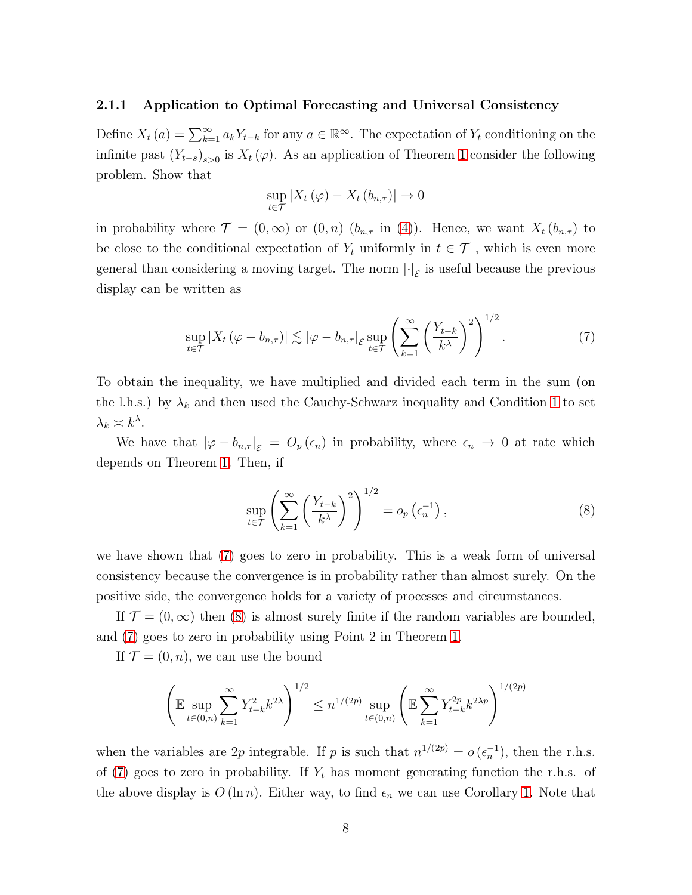### 2.1.1 Application to Optimal Forecasting and Universal Consistency

Define $X_t(a) = \sum_{k=1}^{\infty} a_k Y_{t-k}$ for any $a \in \mathbb{R}^{\infty}$. The expectation of $Y_t$ conditioning on the infinite past $(Y_{t-s})_{s>0}$ is $X_t(\varphi)$. As an application of Theorem 1 consider the following problem. Show that

$$\sup_{t \in \mathcal{T}} |X_t(\varphi) - X_t(b_{n,\tau})| \to 0$$

in probability where $\mathcal{T} = (0, \infty)$ or $(0, n)$ ($b_{n,\tau}$ in (4)). Hence, we want $X_t(b_{n,\tau})$ to be close to the conditional expectation of $Y_t$ uniformly in $t \in \mathcal{T}$ , which is even more general than considering a moving target. The norm $|\cdot|_{\mathcal{E}}$ is useful because the previous display can be written as

$$\sup_{t \in \mathcal{T}} |X_t(\varphi - b_{n,\tau})| \lesssim |\varphi - b_{n,\tau}|_{\mathcal{E}} \sup_{t \in \mathcal{T}} \left( \sum_{k=1}^{\infty} \left( \frac{Y_{t-k}}{k^{\lambda}} \right)^2 \right)^{1/2}. \tag{7}$$

To obtain the inequality, we have multiplied and divided each term in the sum (on the l.h.s.) by $\lambda_k$ and then used the Cauchy-Schwarz inequality and Condition 1 to set $\lambda_k \asymp k^{\lambda}$.

We have that $|\varphi - b_{n,\tau}|_{\mathcal{E}} = O_p(\epsilon_n)$ in probability, where $\epsilon_n \to 0$ at rate which depends on Theorem 1. Then, if

$$\sup_{t \in \mathcal{T}} \left( \sum_{k=1}^{\infty} \left( \frac{Y_{t-k}}{k^{\lambda}} \right)^2 \right)^{1/2} = o_p\left(\epsilon_n^{-1}\right), \tag{8}$$

we have shown that (7) goes to zero in probability. This is a weak form of universal consistency because the convergence is in probability rather than almost surely. On the positive side, the convergence holds for a variety of processes and circumstances.

If $\mathcal{T} = (0, \infty)$ then (8) is almost surely finite if the random variables are bounded, and (7) goes to zero in probability using Point 2 in Theorem 1.

If $\mathcal{T} = (0, n)$, we can use the bound

$$\left( \mathbb{E} \sup_{t \in (0,n)} \sum_{k=1}^{\infty} Y_{t-k}^2 k^{2\lambda} \right)^{1/2} \leq n^{1/(2p)} \sup_{t \in (0,n)} \left( \mathbb{E} \sum_{k=1}^{\infty} Y_{t-k}^{2p} k^{2\lambda p} \right)^{1/(2p)}$$

when the variables are $2p$ integrable. If $p$ is such that $n^{1/(2p)} = o\left(\epsilon_n^{-1}\right)$, then the r.h.s. of (7) goes to zero in probability. If $Y_t$ has moment generating function the r.h.s. of the above display is $O(\ln n)$. Either way, to find $\epsilon_n$ we can use Corollary 1. Note that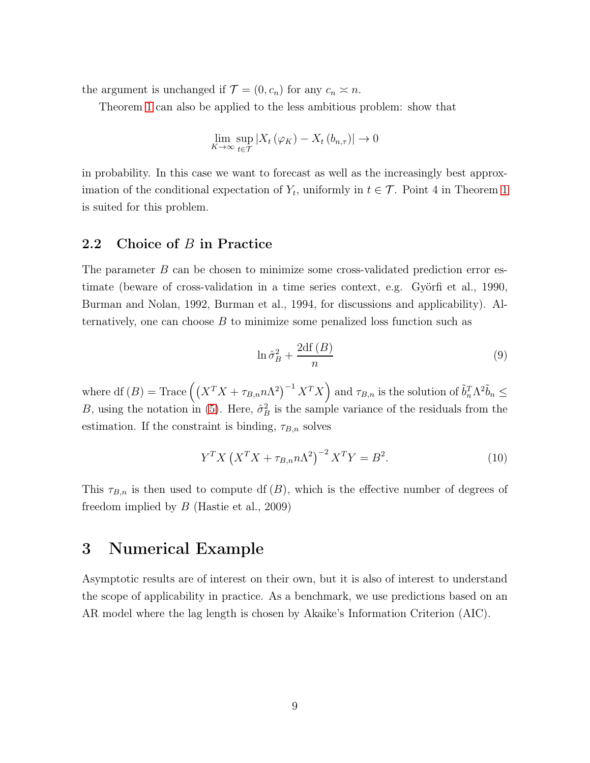the argument is unchanged if $\mathcal{T} = (0, c_n)$ for any $c_n \asymp n$.

Theorem 1 can also be applied to the less ambitious problem: show that

$$\lim_{K \to \infty} \sup_{t \in \mathcal{T}} \left| X_t \left( \varphi_K \right) - X_t \left( b_{n,\tau} \right) \right| \to 0$$

in probability. In this case we want to forecast as well as the increasingly best approximation of the conditional expectation of $Y_t$, uniformly in $t \in \mathcal{T}$. Point 4 in Theorem 1 is suited for this problem.

## 2.2 Choice of $B$ in Practice

The parameter $B$ can be chosen to minimize some cross-validated prediction error estimate (beware of cross-validation in a time series context, e.g. Györfi et al., 1990, Burman and Nolan, 1992, Burman et al., 1994, for discussions and applicability). Alternatively, one can choose $B$ to minimize some penalized loss function such as

$$\ln \hat{\sigma}_B^2 + \frac{2 \mathrm{df} \left( B \right)}{n} \tag{9}$$

where $\mathrm{df}\left(B\right) = \mathrm{Trace}\left( \left( X^T X + \tau_{B,n} n \Lambda^2 \right)^{-1} X^T X \right)$ and $\tau_{B,n}$ is the solution of $\tilde{b}_n^T \Lambda^2 \tilde{b}_n \leq B$, using the notation in (5). Here, $\hat{\sigma}_B^2$ is the sample variance of the residuals from the estimation. If the constraint is binding, $\tau_{B,n}$ solves

$$Y^T X \left( X^T X + \tau_{B,n} n \Lambda^2 \right)^{-2} X^T Y = B^2. \tag{10}$$

This $\tau_{B,n}$ is then used to compute $\mathrm{df}\left(B\right)$, which is the effective number of degrees of freedom implied by $B$ (Hastie et al., 2009)

# 3 Numerical Example

Asymptotic results are of interest on their own, but it is also of interest to understand the scope of applicability in practice. As a benchmark, we use predictions based on an AR model where the lag length is chosen by Akaike's Information Criterion (AIC).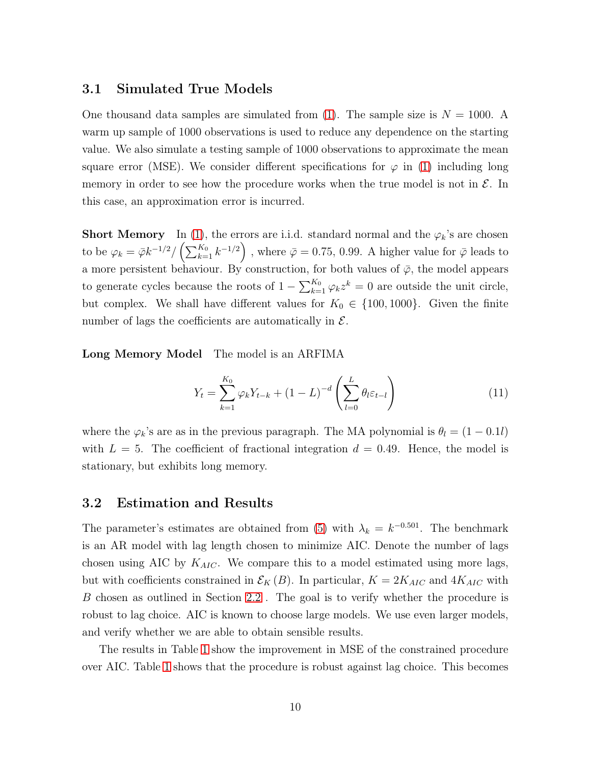### 3.1 Simulated True Models

One thousand data samples are simulated from (1). The sample size is $N = 1000$. A warm up sample of 1000 observations is used to reduce any dependence on the starting value. We also simulate a testing sample of 1000 observations to approximate the mean square error (MSE). We consider different specifications for $\varphi$ in (1) including long memory in order to see how the procedure works when the true model is not in $\mathcal{E}$. In this case, an approximation error is incurred.

**Short Memory** In (1), the errors are i.i.d. standard normal and the $\varphi_k$'s are chosen to be $\varphi_k = \bar{\varphi} k^{-1/2} / \left( \sum_{k=1}^{K_0} k^{-1/2} \right)$ , where $\bar{\varphi} = 0.75, 0.99$. A higher value for $\bar{\varphi}$ leads to a more persistent behaviour. By construction, for both values of $\bar{\varphi}$, the model appears to generate cycles because the roots of $1 - \sum_{k=1}^{K_0} \varphi_k z^k = 0$ are outside the unit circle, but complex. We shall have different values for $K_0 \in \{100, 1000\}$. Given the finite number of lags the coefficients are automatically in $\mathcal{E}$.

**Long Memory Model** The model is an ARFIMA

$$Y_t = \sum_{k=1}^{K_0} \varphi_k Y_{t-k} + (1 - L)^{-d} \left( \sum_{l=0}^{L} \theta_l \varepsilon_{t-l} \right) \tag{11}$$

where the $\varphi_k$'s are as in the previous paragraph. The MA polynomial is $\theta_l = (1 - 0.1l)$ with $L = 5$. The coefficient of fractional integration $d = 0.49$. Hence, the model is stationary, but exhibits long memory.

### 3.2 Estimation and Results

The parameter's estimates are obtained from (5) with $\lambda_k = k^{-0.501}$. The benchmark is an AR model with lag length chosen to minimize AIC. Denote the number of lags chosen using AIC by $K_{AIC}$. We compare this to a model estimated using more lags, but with coefficients constrained in $\mathcal{E}_K(B)$. In particular, $K = 2K_{AIC}$ and $4K_{AIC}$ with $B$ chosen as outlined in Section 2.2 . The goal is to verify whether the procedure is robust to lag choice. AIC is known to choose large models. We use even larger models, and verify whether we are able to obtain sensible results.

The results in Table 1 show the improvement in MSE of the constrained procedure over AIC. Table 1 shows that the procedure is robust against lag choice. This becomes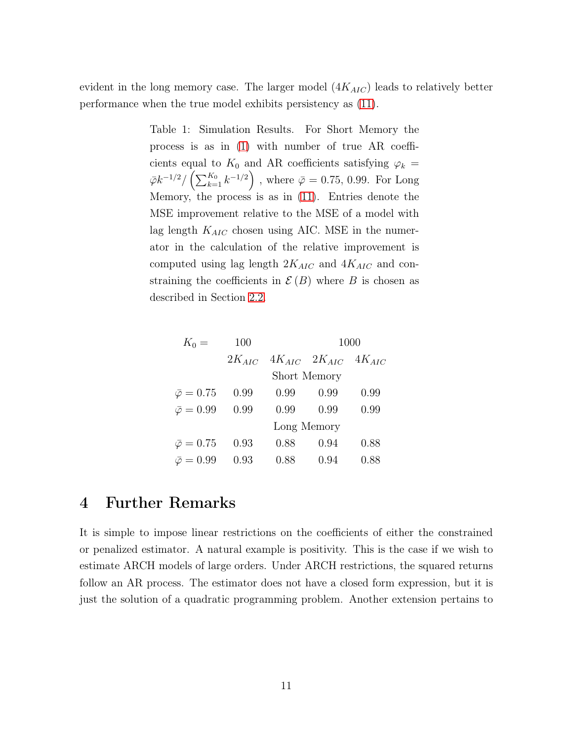evident in the long memory case. The larger model ($4K_{AIC}$) leads to relatively better performance when the true model exhibits persistency as (11).

Table 1: Simulation Results. For Short Memory the process is as in (1) with number of true AR coefficients equal to $K_0$ and AR coefficients satisfying $\varphi_k = \bar{\varphi} k^{-1/2} / \left( \sum_{k=1}^{K_0} k^{-1/2} \right)$ , where $\bar{\varphi} = 0.75, 0.99$. For Long Memory, the process is as in (11). Entries denote the MSE improvement relative to the MSE of a model with lag length $K_{AIC}$ chosen using AIC. MSE in the numerator in the calculation of the relative improvement is computed using lag length $2K_{AIC}$ and $4K_{AIC}$ and constraining the coefficients in $\mathcal{E}(B)$ where $B$ is chosen as described in Section 2.2.

| $K_0 =$ | 100 | | 1000 | |
|---|---|---|---|---|
| | $2K_{AIC}$ | $4K_{AIC}$ | $2K_{AIC}$ | $4K_{AIC}$ |
| | | Short Memory | | |
| $\bar{\varphi} = 0.75$ | 0.99 | 0.99 | 0.99 | 0.99 |
| $\bar{\varphi} = 0.99$ | 0.99 | 0.99 | 0.99 | 0.99 |
| | | Long Memory | | |
| $\bar{\varphi} = 0.75$ | 0.93 | 0.88 | 0.94 | 0.88 |
| $\bar{\varphi} = 0.99$ | 0.93 | 0.88 | 0.94 | 0.88 |

# 4 Further Remarks

It is simple to impose linear restrictions on the coefficients of either the constrained or penalized estimator. A natural example is positivity. This is the case if we wish to estimate ARCH models of large orders. Under ARCH restrictions, the squared returns follow an AR process. The estimator does not have a closed form expression, but it is just the solution of a quadratic programming problem. Another extension pertains to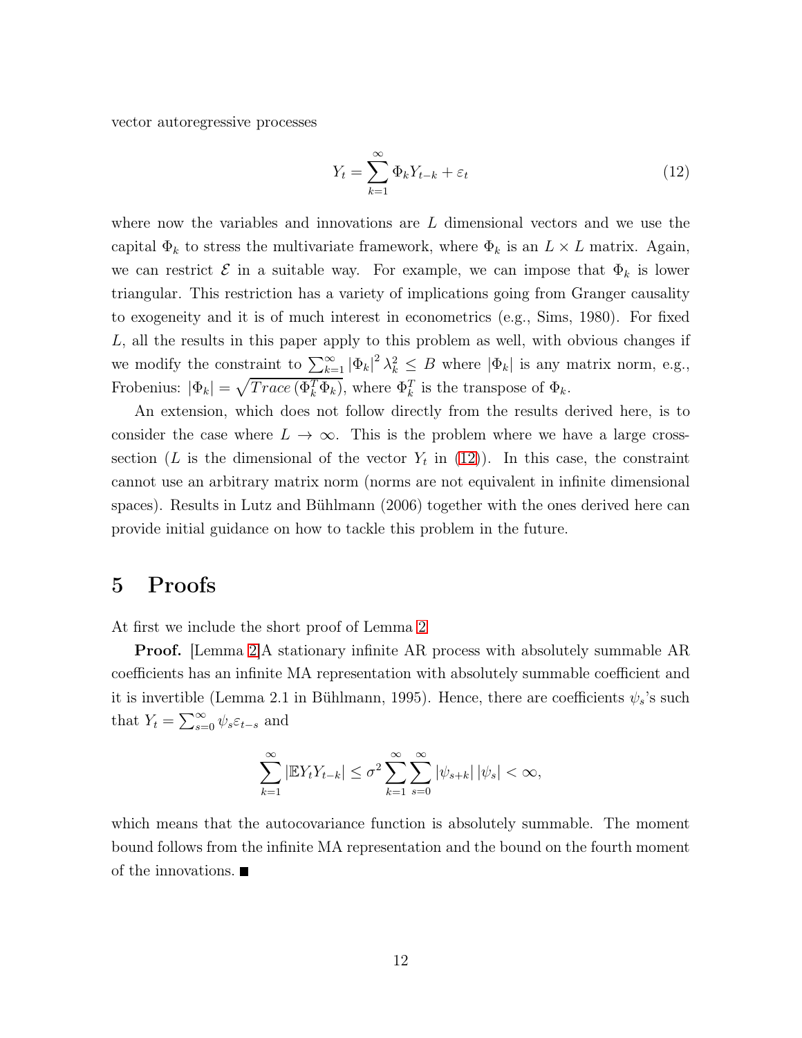vector autoregressive processes

$$Y_t = \sum_{k=1}^{\infty} \Phi_k Y_{t-k} + \varepsilon_t \tag{12}$$

where now the variables and innovations are $L$ dimensional vectors and we use the capital $\Phi_k$ to stress the multivariate framework, where $\Phi_k$ is an $L \times L$ matrix. Again, we can restrict $\mathcal{E}$ in a suitable way. For example, we can impose that $\Phi_k$ is lower triangular. This restriction has a variety of implications going from Granger causality to exogeneity and it is of much interest in econometrics (e.g., Sims, 1980). For fixed $L$, all the results in this paper apply to this problem as well, with obvious changes if we modify the constraint to $\sum_{k=1}^{\infty} |\Phi_k|^2 \lambda_k^2 \leq B$ where $|\Phi_k|$ is any matrix norm, e.g., Frobenius: $|\Phi_k| = \sqrt{Trace\left(\Phi_k^T \Phi_k\right)}$, where $\Phi_k^T$ is the transpose of $\Phi_k$.

An extension, which does not follow directly from the results derived here, is to consider the case where $L \to \infty$. This is the problem where we have a large cross-section ($L$ is the dimensional of the vector $Y_t$ in (12)). In this case, the constraint cannot use an arbitrary matrix norm (norms are not equivalent in infinite dimensional spaces). Results in Lutz and Bühlmann (2006) together with the ones derived here can provide initial guidance on how to tackle this problem in the future.

# 5 Proofs

At first we include the short proof of Lemma 2

**Proof.** [Lemma 2]A stationary infinite AR process with absolutely summable AR coefficients has an infinite MA representation with absolutely summable coefficient and it is invertible (Lemma 2.1 in Bühlmann, 1995). Hence, there are coefficients $\psi_s$'s such that $Y_t = \sum_{s=0}^{\infty} \psi_s \varepsilon_{t-s}$ and

$$\sum_{k=1}^{\infty} |\mathbb{E} Y_t Y_{t-k}| \leq \sigma^2 \sum_{k=1}^{\infty} \sum_{s=0}^{\infty} |\psi_{s+k}| \, |\psi_s| < \infty,$$

which means that the autocovariance function is absolutely summable. The moment bound follows from the infinite MA representation and the bound on the fourth moment of the innovations. ■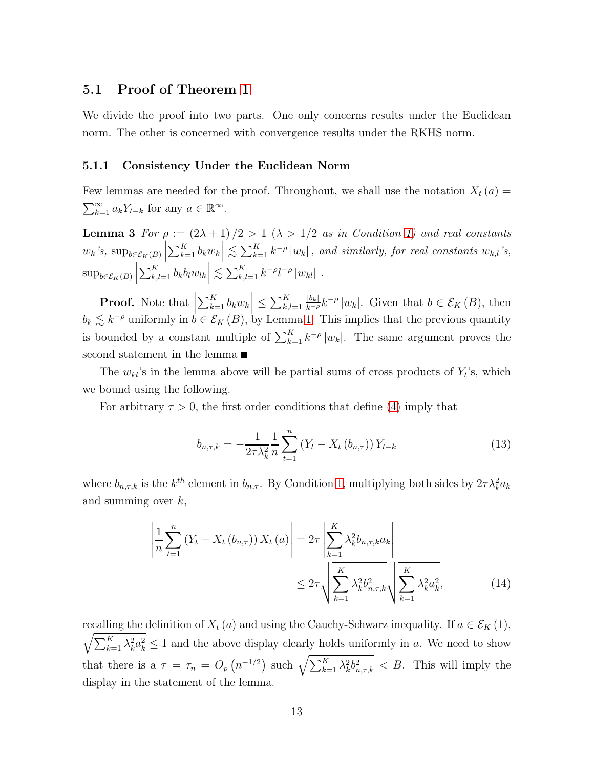### 5.1 Proof of Theorem 1

We divide the proof into two parts. One only concerns results under the Euclidean norm. The other is concerned with convergence results under the RKHS norm.

#### 5.1.1 Consistency Under the Euclidean Norm

Few lemmas are needed for the proof. Throughout, we shall use the notation $X_t(a) = \sum_{k=1}^{\infty} a_k Y_{t-k}$ for any $a \in \mathbb{R}^{\infty}$.

**Lemma 3** *For $\rho := (2\lambda + 1)/2 > 1$ ($\lambda > 1/2$ as in Condition 1) and real constants $w_k$'s, $\sup_{b \in \mathcal{E}_K(B)} \left| \sum_{k=1}^{K} b_k w_k \right| \lesssim \sum_{k=1}^{K} k^{-\rho} |w_k|$, and similarly, for real constants $w_{k,l}$'s, $\sup_{b \in \mathcal{E}_K(B)} \left| \sum_{k,l=1}^{K} b_k b_l w_{lk} \right| \lesssim \sum_{k,l=1}^{K} k^{-\rho} l^{-\rho} |w_{kl}|$ .*

**Proof.** Note that $\left| \sum_{k=1}^{K} b_k w_k \right| \leq \sum_{k,l=1}^{K} \frac{|b_k|}{k^{-\rho}} k^{-\rho} |w_k|$. Given that $b \in \mathcal{E}_K(B)$, then $b_k \lesssim k^{-\rho}$ uniformly in $b \in \mathcal{E}_K(B)$, by Lemma 1. This implies that the previous quantity is bounded by a constant multiple of $\sum_{k=1}^{K} k^{-\rho} |w_k|$. The same argument proves the second statement in the lemma ■

The $w_{kl}$'s in the lemma above will be partial sums of cross products of $Y_t$'s, which we bound using the following.

For arbitrary $\tau > 0$, the first order conditions that define (4) imply that

$$b_{n,\tau,k} = -\frac{1}{2\tau\lambda_k^2} \frac{1}{n} \sum_{t=1}^{n} (Y_t - X_t(b_{n,\tau})) Y_{t-k} \tag{13}$$

where $b_{n,\tau,k}$ is the $k^{th}$ element in $b_{n,\tau}$. By Condition 1, multiplying both sides by $2\tau\lambda_k^2 a_k$ and summing over $k$,

$$\left| \frac{1}{n} \sum_{t=1}^{n} (Y_t - X_t(b_{n,\tau})) X_t(a) \right| = 2\tau \left| \sum_{k=1}^{K} \lambda_k^2 b_{n,\tau,k} a_k \right|$$
$$\leq 2\tau \sqrt{\sum_{k=1}^{K} \lambda_k^2 b_{n,\tau,k}^2} \sqrt{\sum_{k=1}^{K} \lambda_k^2 a_k^2}, \tag{14}$$

recalling the definition of $X_t(a)$ and using the Cauchy-Schwarz inequality. If $a \in \mathcal{E}_K(1)$, $\sqrt{\sum_{k=1}^{K} \lambda_k^2 a_k^2} \leq 1$ and the above display clearly holds uniformly in $a$. We need to show that there is a $\tau = \tau_n = O_p(n^{-1/2})$ such $\sqrt{\sum_{k=1}^{K} \lambda_k^2 b_{n,\tau,k}^2} < B$. This will imply the display in the statement of the lemma.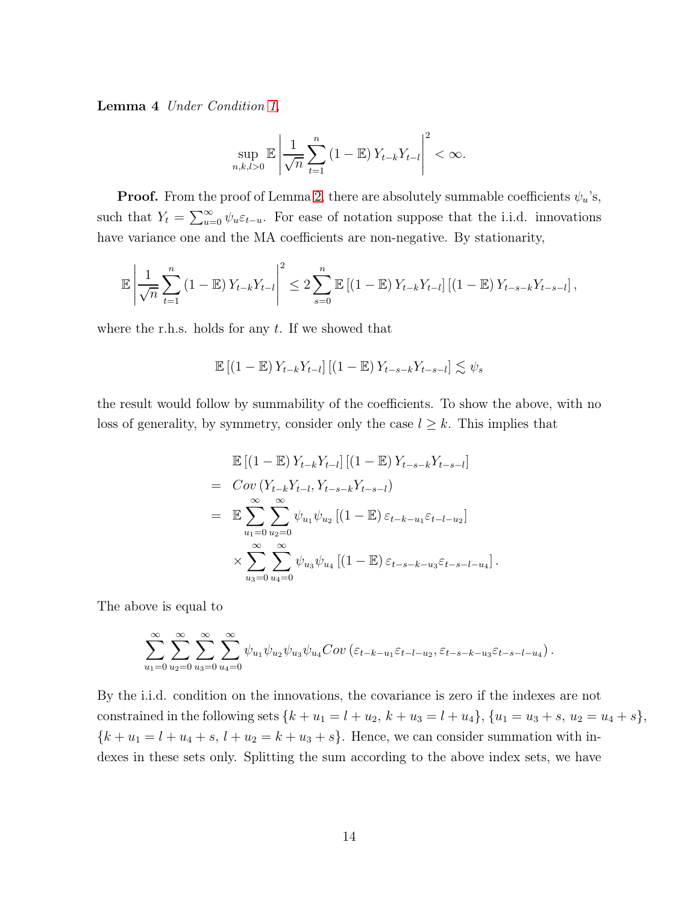**Lemma 4** *Under Condition 1,*

$$\sup_{n,k,l>0} \mathbb{E}\left|\frac{1}{\sqrt{n}}\sum_{t=1}^{n}(1-\mathbb{E})\,Y_{t-k}Y_{t-l}\right|^2 < \infty.$$

**Proof.** From the proof of Lemma 2, there are absolutely summable coefficients $\psi_u$'s, such that $Y_t = \sum_{u=0}^{\infty}\psi_u\varepsilon_{t-u}$. For ease of notation suppose that the i.i.d. innovations have variance one and the MA coefficients are non-negative. By stationarity,

$$\mathbb{E}\left|\frac{1}{\sqrt{n}}\sum_{t=1}^{n}(1-\mathbb{E})\,Y_{t-k}Y_{t-l}\right|^2 \leq 2\sum_{s=0}^{n}\mathbb{E}\left[(1-\mathbb{E})\,Y_{t-k}Y_{t-l}\right]\left[(1-\mathbb{E})\,Y_{t-s-k}Y_{t-s-l}\right],$$

where the r.h.s. holds for any $t$. If we showed that

$$\mathbb{E}\left[(1-\mathbb{E})\,Y_{t-k}Y_{t-l}\right]\left[(1-\mathbb{E})\,Y_{t-s-k}Y_{t-s-l}\right] \lesssim \psi_s$$

the result would follow by summability of the coefficients. To show the above, with no loss of generality, by symmetry, consider only the case $l \geq k$. This implies that

$$\begin{aligned}
& \mathbb{E}\left[(1-\mathbb{E})\,Y_{t-k}Y_{t-l}\right]\left[(1-\mathbb{E})\,Y_{t-s-k}Y_{t-s-l}\right] \\
= \ & Cov\left(Y_{t-k}Y_{t-l}, Y_{t-s-k}Y_{t-s-l}\right) \\
= \ & \mathbb{E}\sum_{u_1=0}^{\infty}\sum_{u_2=0}^{\infty}\psi_{u_1}\psi_{u_2}\left[(1-\mathbb{E})\,\varepsilon_{t-k-u_1}\varepsilon_{t-l-u_2}\right] \\
& \times\sum_{u_3=0}^{\infty}\sum_{u_4=0}^{\infty}\psi_{u_3}\psi_{u_4}\left[(1-\mathbb{E})\,\varepsilon_{t-s-k-u_3}\varepsilon_{t-s-l-u_4}\right].
\end{aligned}$$

The above is equal to

$$\sum_{u_1=0}^{\infty}\sum_{u_2=0}^{\infty}\sum_{u_3=0}^{\infty}\sum_{u_4=0}^{\infty}\psi_{u_1}\psi_{u_2}\psi_{u_3}\psi_{u_4}Cov\left(\varepsilon_{t-k-u_1}\varepsilon_{t-l-u_2}, \varepsilon_{t-s-k-u_3}\varepsilon_{t-s-l-u_4}\right).$$

By the i.i.d. condition on the innovations, the covariance is zero if the indexes are not constrained in the following sets $\{k+u_1 = l+u_2,\ k+u_3 = l+u_4\}$, $\{u_1 = u_3+s,\ u_2 = u_4+s\}$, $\{k+u_1 = l+u_4+s,\ l+u_2 = k+u_3+s\}$. Hence, we can consider summation with indexes in these sets only. Splitting the sum according to the above index sets, we have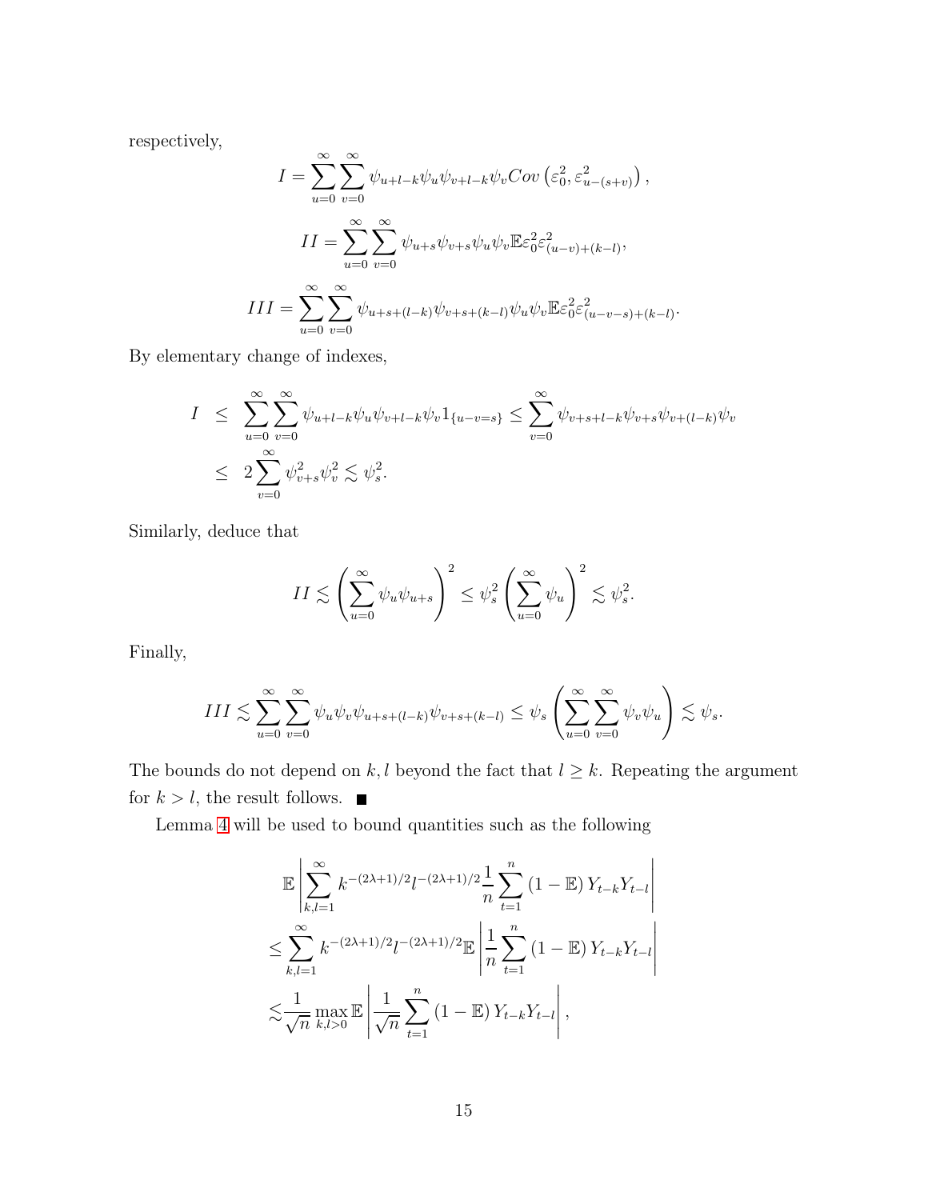respectively,

$$I = \sum_{u=0}^{\infty}\sum_{v=0}^{\infty} \psi_{u+l-k}\psi_u\psi_{v+l-k}\psi_v Cov\left(\varepsilon_0^2, \varepsilon_{u-(s+v)}^2\right),$$

$$II = \sum_{u=0}^{\infty}\sum_{v=0}^{\infty} \psi_{u+s}\psi_{v+s}\psi_u\psi_v \mathbb{E}\varepsilon_0^2\varepsilon_{(u-v)+(k-l)}^2,$$

$$III = \sum_{u=0}^{\infty}\sum_{v=0}^{\infty} \psi_{u+s+(l-k)}\psi_{v+s+(k-l)}\psi_u\psi_v \mathbb{E}\varepsilon_0^2\varepsilon_{(u-v-s)+(k-l)}^2.$$

By elementary change of indexes,

$$\begin{aligned} I &\leq \sum_{u=0}^{\infty}\sum_{v=0}^{\infty} \psi_{u+l-k}\psi_u\psi_{v+l-k}\psi_v 1_{\{u-v=s\}} \leq \sum_{v=0}^{\infty} \psi_{v+s+l-k}\psi_{v+s}\psi_{v+(l-k)}\psi_v \\ &\leq 2\sum_{v=0}^{\infty} \psi_{v+s}^2\psi_v^2 \lesssim \psi_s^2. \end{aligned}$$

Similarly, deduce that

$$II \lesssim \left(\sum_{u=0}^{\infty} \psi_u\psi_{u+s}\right)^2 \leq \psi_s^2\left(\sum_{u=0}^{\infty} \psi_u\right)^2 \lesssim \psi_s^2.$$

Finally,

$$III \lesssim \sum_{u=0}^{\infty}\sum_{v=0}^{\infty} \psi_u\psi_v\psi_{u+s+(l-k)}\psi_{v+s+(k-l)} \leq \psi_s\left(\sum_{u=0}^{\infty}\sum_{v=0}^{\infty} \psi_v\psi_u\right) \lesssim \psi_s.$$

The bounds do not depend on $k, l$ beyond the fact that $l \geq k$. Repeating the argument for $k > l$, the result follows. ■

Lemma 4 will be used to bound quantities such as the following

$$\begin{aligned} &\mathbb{E}\left|\sum_{k,l=1}^{\infty} k^{-(2\lambda+1)/2}l^{-(2\lambda+1)/2}\frac{1}{n}\sum_{t=1}^{n}(1-\mathbb{E})\,Y_{t-k}Y_{t-l}\right| \\ &\leq \sum_{k,l=1}^{\infty} k^{-(2\lambda+1)/2}l^{-(2\lambda+1)/2}\mathbb{E}\left|\frac{1}{n}\sum_{t=1}^{n}(1-\mathbb{E})\,Y_{t-k}Y_{t-l}\right| \\ &\lesssim \frac{1}{\sqrt{n}}\max_{k,l>0}\mathbb{E}\left|\frac{1}{\sqrt{n}}\sum_{t=1}^{n}(1-\mathbb{E})\,Y_{t-k}Y_{t-l}\right|, \end{aligned}$$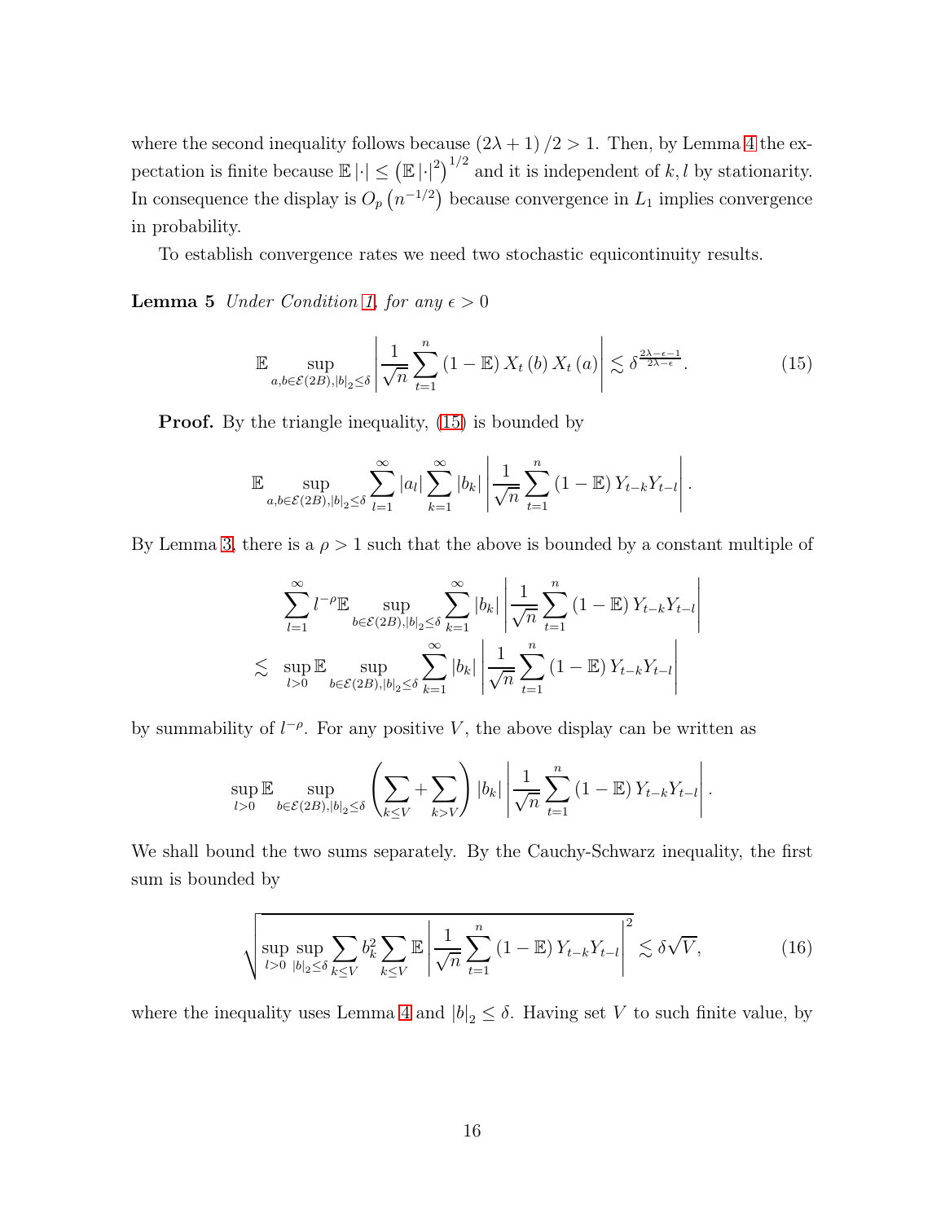where the second inequality follows because $(2\lambda+1)/2 > 1$. Then, by Lemma 4 the expectation is finite because $\mathbb{E}|\cdot| \leq \left(\mathbb{E}|\cdot|^2\right)^{1/2}$ and it is independent of $k, l$ by stationarity. In consequence the display is $O_p\left(n^{-1/2}\right)$ because convergence in $L_1$ implies convergence in probability.

To establish convergence rates we need two stochastic equicontinuity results.

**Lemma 5** *Under Condition 1, for any $\epsilon > 0$*

$$\mathbb{E}\sup_{a,b\in\mathcal{E}(2B),|b|_2\leq\delta}\left|\frac{1}{\sqrt{n}}\sum_{t=1}^{n}(1-\mathbb{E})X_t(b)X_t(a)\right| \lesssim \delta^{\frac{2\lambda-\epsilon-1}{2\lambda-\epsilon}}. \tag{15}$$

**Proof.** By the triangle inequality, (15) is bounded by

$$\mathbb{E}\sup_{a,b\in\mathcal{E}(2B),|b|_2\leq\delta}\sum_{l=1}^{\infty}|a_l|\sum_{k=1}^{\infty}|b_k|\left|\frac{1}{\sqrt{n}}\sum_{t=1}^{n}(1-\mathbb{E})Y_{t-k}Y_{t-l}\right|.$$

By Lemma 3, there is a $\rho > 1$ such that the above is bounded by a constant multiple of

$$\begin{aligned}
&\sum_{l=1}^{\infty}l^{-\rho}\mathbb{E}\sup_{b\in\mathcal{E}(2B),|b|_2\leq\delta}\sum_{k=1}^{\infty}|b_k|\left|\frac{1}{\sqrt{n}}\sum_{t=1}^{n}(1-\mathbb{E})Y_{t-k}Y_{t-l}\right| \\
\lesssim\ &\sup_{l>0}\mathbb{E}\sup_{b\in\mathcal{E}(2B),|b|_2\leq\delta}\sum_{k=1}^{\infty}|b_k|\left|\frac{1}{\sqrt{n}}\sum_{t=1}^{n}(1-\mathbb{E})Y_{t-k}Y_{t-l}\right|
\end{aligned}$$

by summability of $l^{-\rho}$. For any positive $V$, the above display can be written as

$$\sup_{l>0}\mathbb{E}\sup_{b\in\mathcal{E}(2B),|b|_2\leq\delta}\left(\sum_{k\leq V}+\sum_{k>V}\right)|b_k|\left|\frac{1}{\sqrt{n}}\sum_{t=1}^{n}(1-\mathbb{E})Y_{t-k}Y_{t-l}\right|.$$

We shall bound the two sums separately. By the Cauchy-Schwarz inequality, the first sum is bounded by

$$\sqrt{\sup_{l>0}\sup_{|b|_2\leq\delta}\sum_{k\leq V}b_k^2\sum_{k\leq V}\mathbb{E}\left|\frac{1}{\sqrt{n}}\sum_{t=1}^{n}(1-\mathbb{E})Y_{t-k}Y_{t-l}\right|^2}\lesssim\delta\sqrt{V}, \tag{16}$$

where the inequality uses Lemma 4 and $|b|_2 \leq \delta$. Having set $V$ to such finite value, by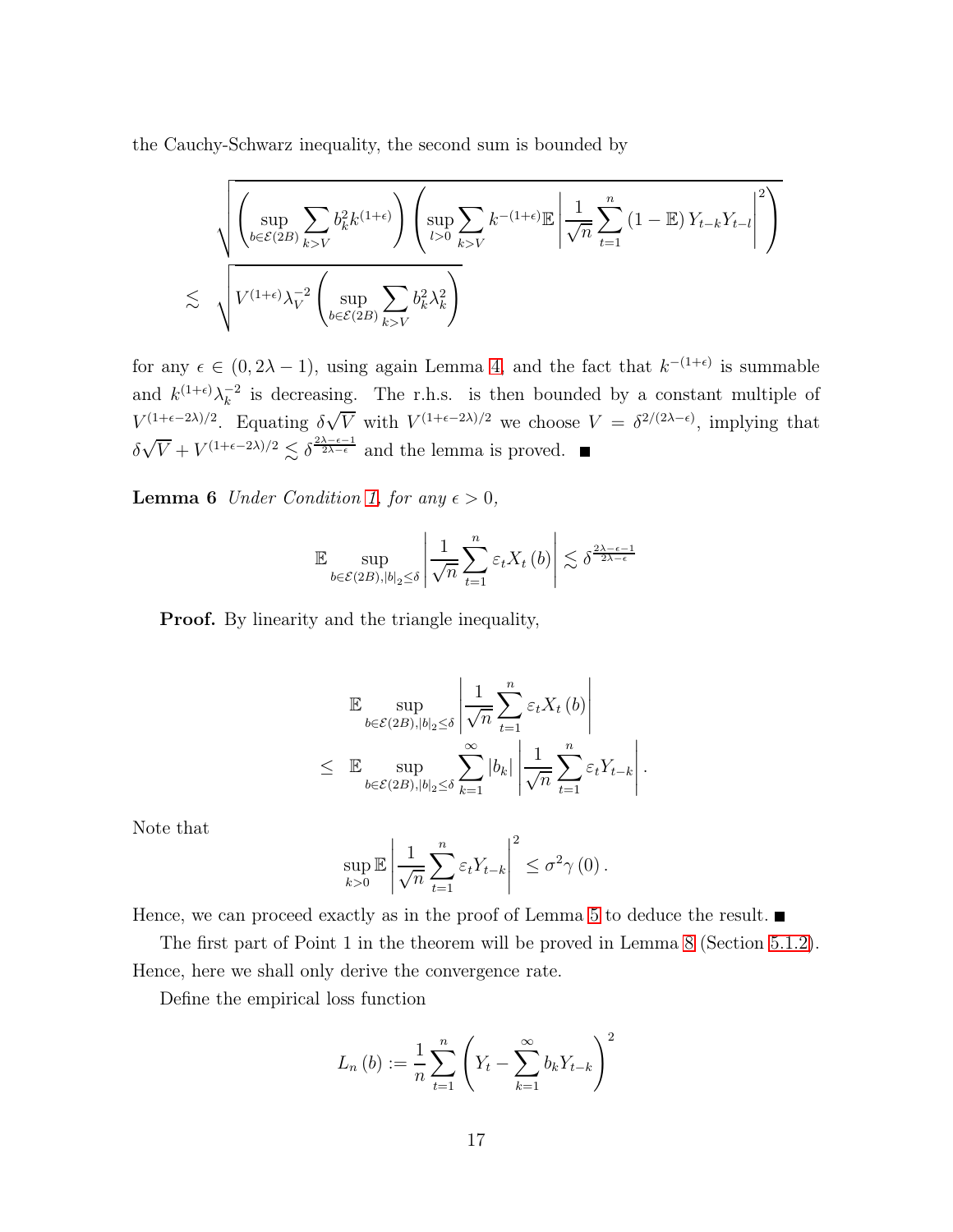the Cauchy-Schwarz inequality, the second sum is bounded by

$$
\begin{aligned}
& \sqrt{\left(\sup_{b\in\mathcal{E}(2B)}\sum_{k>V} b_k^2 k^{(1+\epsilon)}\right)\left(\sup_{l>0}\sum_{k>V} k^{-(1+\epsilon)}\mathbb{E}\left|\frac{1}{\sqrt{n}}\sum_{t=1}^{n}\left(1-\mathbb{E}\right)Y_{t-k}Y_{t-l}\right|^2\right)} \\
\lesssim\ & \sqrt{V^{(1+\epsilon)}\lambda_V^{-2}\left(\sup_{b\in\mathcal{E}(2B)}\sum_{k>V} b_k^2\lambda_k^2\right)}
\end{aligned}
$$

for any $\epsilon \in (0, 2\lambda - 1)$, using again Lemma 4, and the fact that $k^{-(1+\epsilon)}$ is summable and $k^{(1+\epsilon)}\lambda_k^{-2}$ is decreasing. The r.h.s. is then bounded by a constant multiple of $V^{(1+\epsilon-2\lambda)/2}$. Equating $\delta\sqrt{V}$ with $V^{(1+\epsilon-2\lambda)/2}$ we choose $V = \delta^{2/(2\lambda-\epsilon)}$, implying that $\delta\sqrt{V} + V^{(1+\epsilon-2\lambda)/2} \lesssim \delta^{\frac{2\lambda-\epsilon-1}{2\lambda-\epsilon}}$ and the lemma is proved. ■

**Lemma 6** *Under Condition 1, for any $\epsilon > 0$,*

$$
\mathbb{E}\sup_{b\in\mathcal{E}(2B),|b|_2\leq\delta}\left|\frac{1}{\sqrt{n}}\sum_{t=1}^{n}\varepsilon_t X_t(b)\right| \lesssim \delta^{\frac{2\lambda-\epsilon-1}{2\lambda-\epsilon}}
$$

**Proof.** By linearity and the triangle inequality,

$$
\begin{aligned}
& \mathbb{E}\sup_{b\in\mathcal{E}(2B),|b|_2\leq\delta}\left|\frac{1}{\sqrt{n}}\sum_{t=1}^{n}\varepsilon_t X_t(b)\right| \\
\leq\ & \mathbb{E}\sup_{b\in\mathcal{E}(2B),|b|_2\leq\delta}\sum_{k=1}^{\infty}|b_k|\left|\frac{1}{\sqrt{n}}\sum_{t=1}^{n}\varepsilon_t Y_{t-k}\right|.
\end{aligned}
$$

Note that

$$
\sup_{k>0}\mathbb{E}\left|\frac{1}{\sqrt{n}}\sum_{t=1}^{n}\varepsilon_t Y_{t-k}\right|^2 \leq \sigma^2\gamma(0).
$$

Hence, we can proceed exactly as in the proof of Lemma 5 to deduce the result. ■

The first part of Point 1 in the theorem will be proved in Lemma 8 (Section 5.1.2). Hence, here we shall only derive the convergence rate.

Define the empirical loss function

$$
L_n(b) := \frac{1}{n}\sum_{t=1}^{n}\left(Y_t - \sum_{k=1}^{\infty} b_k Y_{t-k}\right)^2
$$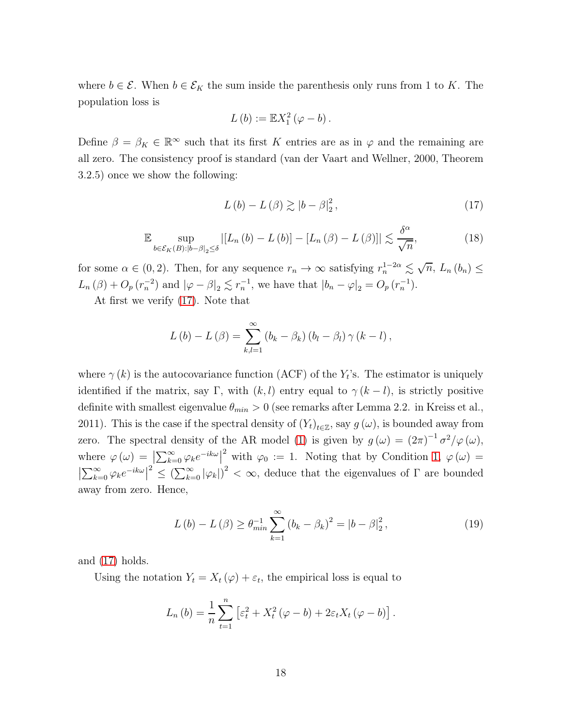where $b \in \mathcal{E}$. When $b \in \mathcal{E}_K$ the sum inside the parenthesis only runs from 1 to $K$. The population loss is

$$L(b) := \mathbb{E} X_1^2 (\varphi - b).$$

Define $\beta = \beta_K \in \mathbb{R}^\infty$ such that its first $K$ entries are as in $\varphi$ and the remaining are all zero. The consistency proof is standard (van der Vaart and Wellner, 2000, Theorem 3.2.5) once we show the following:

$$L(b) - L(\beta) \gtrsim |b - \beta|_2^2, \tag{17}$$

$$\mathbb{E} \sup_{b \in \mathcal{E}_K(B): |b-\beta|_2 \le \delta} |[L_n(b) - L(b)] - [L_n(\beta) - L(\beta)]| \lesssim \frac{\delta^\alpha}{\sqrt{n}}, \tag{18}$$

for some $\alpha \in (0,2)$. Then, for any sequence $r_n \to \infty$ satisfying $r_n^{1-2\alpha} \lesssim \sqrt{n}$, $L_n(b_n) \le L_n(\beta) + O_p(r_n^{-2})$ and $|\varphi - \beta|_2 \lesssim r_n^{-1}$, we have that $|b_n - \varphi|_2 = O_p(r_n^{-1})$.

At first we verify (17). Note that

$$L(b) - L(\beta) = \sum_{k,l=1}^{\infty} (b_k - \beta_k)(b_l - \beta_l)\gamma(k-l),$$

where $\gamma(k)$ is the autocovariance function (ACF) of the $Y_t$'s. The estimator is uniquely identified if the matrix, say $\Gamma$, with $(k,l)$ entry equal to $\gamma(k-l)$, is strictly positive definite with smallest eigenvalue $\theta_{min} > 0$ (see remarks after Lemma 2.2. in Kreiss et al., 2011). This is the case if the spectral density of $(Y_t)_{t\in\mathbb{Z}}$, say $g(\omega)$, is bounded away from zero. The spectral density of the AR model (1) is given by $g(\omega) = (2\pi)^{-1}\sigma^2/\varphi(\omega)$, where $\varphi(\omega) = \left|\sum_{k=0}^{\infty} \varphi_k e^{-ik\omega}\right|^2$ with $\varphi_0 := 1$. Noting that by Condition 1, $\varphi(\omega) = \left|\sum_{k=0}^{\infty} \varphi_k e^{-ik\omega}\right|^2 \le \left(\sum_{k=0}^{\infty} |\varphi_k|\right)^2 < \infty$, deduce that the eigenvalues of $\Gamma$ are bounded away from zero. Hence,

$$L(b) - L(\beta) \ge \theta_{min}^{-1} \sum_{k=1}^{\infty} (b_k - \beta_k)^2 = |b - \beta|_2^2, \tag{19}$$

and (17) holds.

Using the notation $Y_t = X_t(\varphi) + \varepsilon_t$, the empirical loss is equal to

$$L_n(b) = \frac{1}{n}\sum_{t=1}^{n} \left[\varepsilon_t^2 + X_t^2(\varphi - b) + 2\varepsilon_t X_t(\varphi - b)\right].$$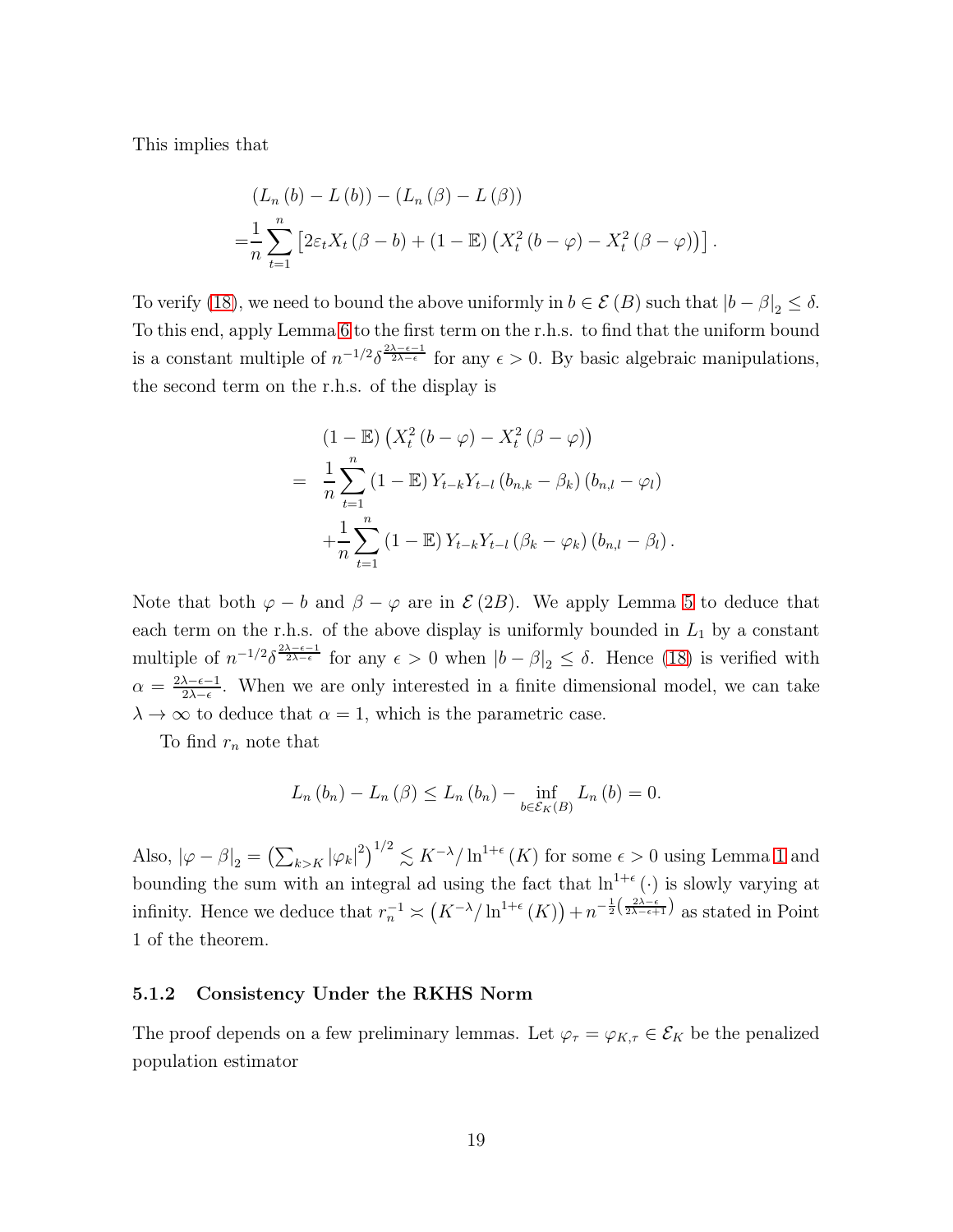This implies that

$$
\begin{aligned}
&\left(L_n(b) - L(b)\right) - \left(L_n(\beta) - L(\beta)\right) \\
=&\frac{1}{n}\sum_{t=1}^{n}\left[2\varepsilon_t X_t(\beta - b) + (1-\mathbb{E})\left(X_t^2(b-\varphi) - X_t^2(\beta-\varphi)\right)\right].
\end{aligned}
$$

To verify (18), we need to bound the above uniformly in $b \in \mathcal{E}(B)$ such that $|b-\beta|_2 \leq \delta$. To this end, apply Lemma 6 to the first term on the r.h.s. to find that the uniform bound is a constant multiple of $n^{-1/2}\delta^{\frac{2\lambda-\epsilon-1}{2\lambda-\epsilon}}$ for any $\epsilon > 0$. By basic algebraic manipulations, the second term on the r.h.s. of the display is

$$
\begin{aligned}
& (1-\mathbb{E})\left(X_t^2(b-\varphi) - X_t^2(\beta-\varphi)\right) \\
=\ & \frac{1}{n}\sum_{t=1}^{n}(1-\mathbb{E})Y_{t-k}Y_{t-l}\left(b_{n,k}-\beta_k\right)\left(b_{n,l}-\varphi_l\right) \\
& +\frac{1}{n}\sum_{t=1}^{n}(1-\mathbb{E})Y_{t-k}Y_{t-l}\left(\beta_k-\varphi_k\right)\left(b_{n,l}-\beta_l\right).
\end{aligned}
$$

Note that both $\varphi - b$ and $\beta - \varphi$ are in $\mathcal{E}(2B)$. We apply Lemma 5 to deduce that each term on the r.h.s. of the above display is uniformly bounded in $L_1$ by a constant multiple of $n^{-1/2}\delta^{\frac{2\lambda-\epsilon-1}{2\lambda-\epsilon}}$ for any $\epsilon > 0$ when $|b-\beta|_2 \leq \delta$. Hence (18) is verified with $\alpha = \frac{2\lambda-\epsilon-1}{2\lambda-\epsilon}$. When we are only interested in a finite dimensional model, we can take $\lambda \to \infty$ to deduce that $\alpha = 1$, which is the parametric case.

To find $r_n$ note that

$$
L_n(b_n) - L_n(\beta) \leq L_n(b_n) - \inf_{b\in\mathcal{E}_K(B)} L_n(b) = 0.
$$

Also, $|\varphi - \beta|_2 = \left(\sum_{k>K}|\varphi_k|^2\right)^{1/2} \lesssim K^{-\lambda}/\ln^{1+\epsilon}(K)$ for some $\epsilon > 0$ using Lemma 1 and bounding the sum with an integral ad using the fact that $\ln^{1+\epsilon}(\cdot)$ is slowly varying at infinity. Hence we deduce that $r_n^{-1} \asymp \left(K^{-\lambda}/\ln^{1+\epsilon}(K)\right) + n^{-\frac{1}{2}\left(\frac{2\lambda-\epsilon}{2\lambda-\epsilon+1}\right)}$ as stated in Point 1 of the theorem.

### 5.1.2 Consistency Under the RKHS Norm

The proof depends on a few preliminary lemmas. Let $\varphi_\tau = \varphi_{K,\tau} \in \mathcal{E}_K$ be the penalized population estimator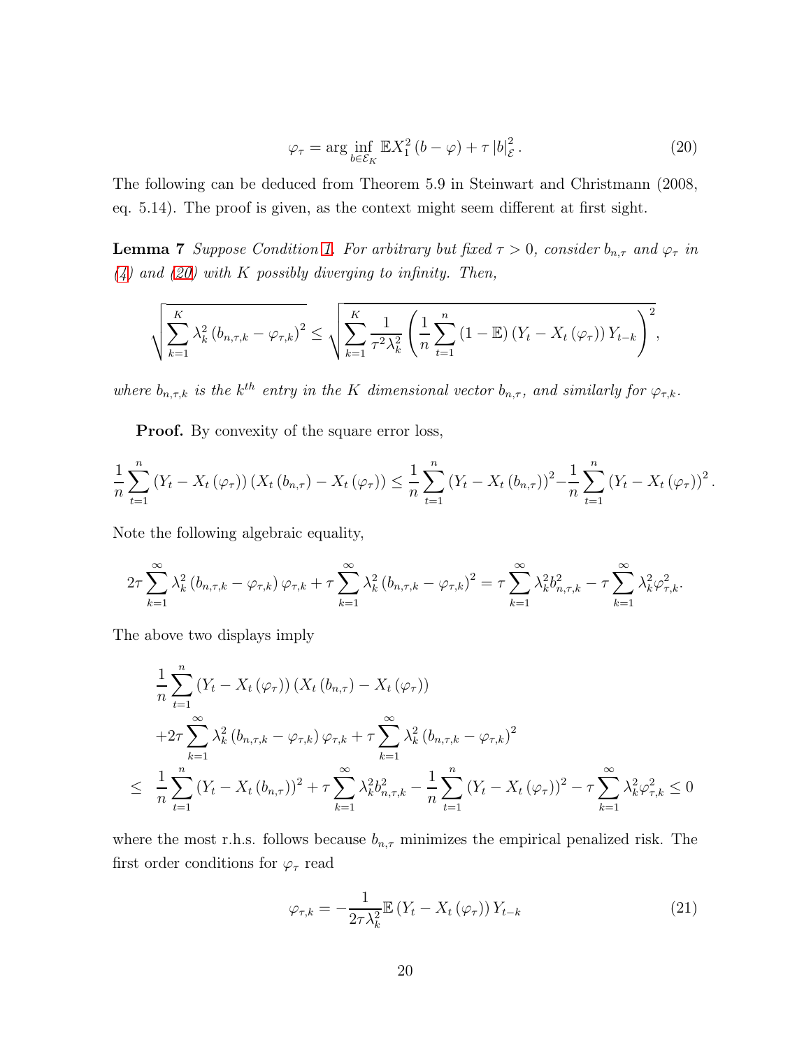$$\varphi_{\tau} = \arg \inf_{b \in \mathcal{E}_K} \mathbb{E} X_1^2 (b - \varphi) + \tau |b|_{\mathcal{E}}^2. \tag{20}$$

The following can be deduced from Theorem 5.9 in Steinwart and Christmann (2008, eq. 5.14). The proof is given, as the context might seem different at first sight.

**Lemma 7** *Suppose Condition 1. For arbitrary but fixed $\tau > 0$, consider $b_{n,\tau}$ and $\varphi_\tau$ in (4) and (20) with $K$ possibly diverging to infinity. Then,*

$$\sqrt{\sum_{k=1}^{K} \lambda_k^2 (b_{n,\tau,k} - \varphi_{\tau,k})^2} \leq \sqrt{\sum_{k=1}^{K} \frac{1}{\tau^2 \lambda_k^2} \left( \frac{1}{n} \sum_{t=1}^{n} (1 - \mathbb{E}) (Y_t - X_t(\varphi_\tau)) Y_{t-k} \right)^2},$$

*where $b_{n,\tau,k}$ is the $k^{th}$ entry in the $K$ dimensional vector $b_{n,\tau}$, and similarly for $\varphi_{\tau,k}$.*

**Proof.** By convexity of the square error loss,

$$\frac{1}{n} \sum_{t=1}^{n} (Y_t - X_t(\varphi_\tau)) (X_t(b_{n,\tau}) - X_t(\varphi_\tau)) \leq \frac{1}{n} \sum_{t=1}^{n} (Y_t - X_t(b_{n,\tau}))^2 - \frac{1}{n} \sum_{t=1}^{n} (Y_t - X_t(\varphi_\tau))^2.$$

Note the following algebraic equality,

$$2\tau \sum_{k=1}^{\infty} \lambda_k^2 (b_{n,\tau,k} - \varphi_{\tau,k}) \varphi_{\tau,k} + \tau \sum_{k=1}^{\infty} \lambda_k^2 (b_{n,\tau,k} - \varphi_{\tau,k})^2 = \tau \sum_{k=1}^{\infty} \lambda_k^2 b_{n,\tau,k}^2 - \tau \sum_{k=1}^{\infty} \lambda_k^2 \varphi_{\tau,k}^2.$$

The above two displays imply

$$\begin{aligned}
& \frac{1}{n} \sum_{t=1}^{n} (Y_t - X_t(\varphi_\tau)) (X_t(b_{n,\tau}) - X_t(\varphi_\tau)) \\
& + 2\tau \sum_{k=1}^{\infty} \lambda_k^2 (b_{n,\tau,k} - \varphi_{\tau,k}) \varphi_{\tau,k} + \tau \sum_{k=1}^{\infty} \lambda_k^2 (b_{n,\tau,k} - \varphi_{\tau,k})^2 \\
\leq \; & \frac{1}{n} \sum_{t=1}^{n} (Y_t - X_t(b_{n,\tau}))^2 + \tau \sum_{k=1}^{\infty} \lambda_k^2 b_{n,\tau,k}^2 - \frac{1}{n} \sum_{t=1}^{n} (Y_t - X_t(\varphi_\tau))^2 - \tau \sum_{k=1}^{\infty} \lambda_k^2 \varphi_{\tau,k}^2 \leq 0
\end{aligned}$$

where the most r.h.s. follows because $b_{n,\tau}$ minimizes the empirical penalized risk. The first order conditions for $\varphi_\tau$ read

$$\varphi_{\tau,k} = -\frac{1}{2\tau \lambda_k^2} \mathbb{E} (Y_t - X_t(\varphi_\tau)) Y_{t-k} \tag{21}$$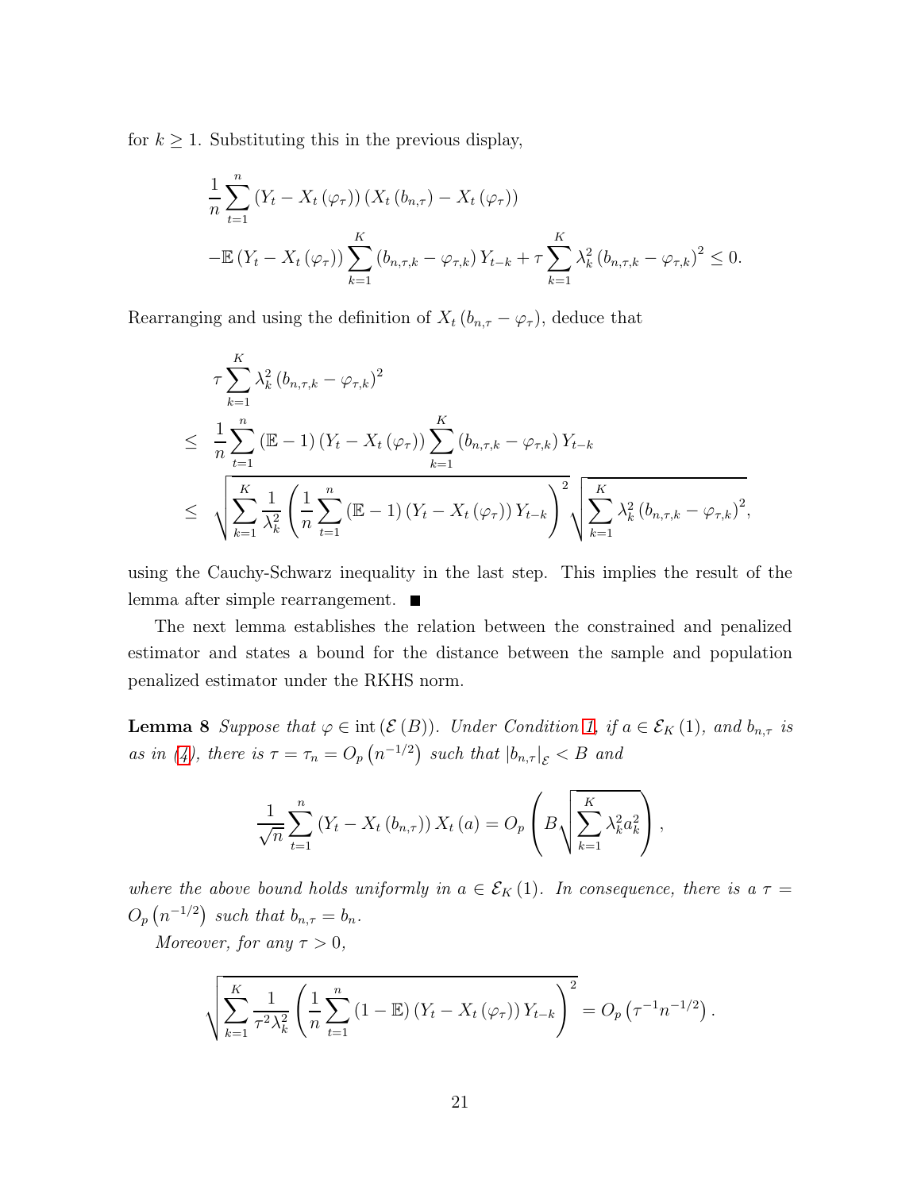for $k \geq 1$. Substituting this in the previous display,

$$
\begin{aligned}
&\frac{1}{n}\sum_{t=1}^{n}\left(Y_t - X_t\left(\varphi_\tau\right)\right)\left(X_t\left(b_{n,\tau}\right) - X_t\left(\varphi_\tau\right)\right) \\
&-\mathbb{E}\left(Y_t - X_t\left(\varphi_\tau\right)\right)\sum_{k=1}^{K}\left(b_{n,\tau,k} - \varphi_{\tau,k}\right)Y_{t-k} + \tau\sum_{k=1}^{K}\lambda_k^2\left(b_{n,\tau,k} - \varphi_{\tau,k}\right)^2 \leq 0.
\end{aligned}
$$

Rearranging and using the definition of $X_t\left(b_{n,\tau} - \varphi_\tau\right)$, deduce that

$$
\begin{aligned}
&\tau\sum_{k=1}^{K}\lambda_k^2\left(b_{n,\tau,k} - \varphi_{\tau,k}\right)^2 \\
\leq\ & \frac{1}{n}\sum_{t=1}^{n}\left(\mathbb{E} - 1\right)\left(Y_t - X_t\left(\varphi_\tau\right)\right)\sum_{k=1}^{K}\left(b_{n,\tau,k} - \varphi_{\tau,k}\right)Y_{t-k} \\
\leq\ & \sqrt{\sum_{k=1}^{K}\frac{1}{\lambda_k^2}\left(\frac{1}{n}\sum_{t=1}^{n}\left(\mathbb{E} - 1\right)\left(Y_t - X_t\left(\varphi_\tau\right)\right)Y_{t-k}\right)^2}\sqrt{\sum_{k=1}^{K}\lambda_k^2\left(b_{n,\tau,k} - \varphi_{\tau,k}\right)^2},
\end{aligned}
$$

using the Cauchy-Schwarz inequality in the last step. This implies the result of the lemma after simple rearrangement. ■

The next lemma establishes the relation between the constrained and penalized estimator and states a bound for the distance between the sample and population penalized estimator under the RKHS norm.

**Lemma 8** *Suppose that $\varphi \in \operatorname{int}\left(\mathcal{E}\left(B\right)\right)$. Under Condition 1, if $a \in \mathcal{E}_K\left(1\right)$, and $b_{n,\tau}$ is as in (4), there is $\tau = \tau_n = O_p\left(n^{-1/2}\right)$ such that $\left|b_{n,\tau}\right|_{\mathcal{E}} < B$ and*

$$
\frac{1}{\sqrt{n}}\sum_{t=1}^{n}\left(Y_t - X_t\left(b_{n,\tau}\right)\right)X_t\left(a\right) = O_p\left(B\sqrt{\sum_{k=1}^{K}\lambda_k^2 a_k^2}\right),
$$

*where the above bound holds uniformly in $a \in \mathcal{E}_K\left(1\right)$. In consequence, there is a $\tau = O_p\left(n^{-1/2}\right)$ such that $b_{n,\tau} = b_n$.*

*Moreover, for any $\tau > 0$,*

$$
\sqrt{\sum_{k=1}^{K}\frac{1}{\tau^2\lambda_k^2}\left(\frac{1}{n}\sum_{t=1}^{n}\left(1 - \mathbb{E}\right)\left(Y_t - X_t\left(\varphi_\tau\right)\right)Y_{t-k}\right)^2} = O_p\left(\tau^{-1}n^{-1/2}\right).
$$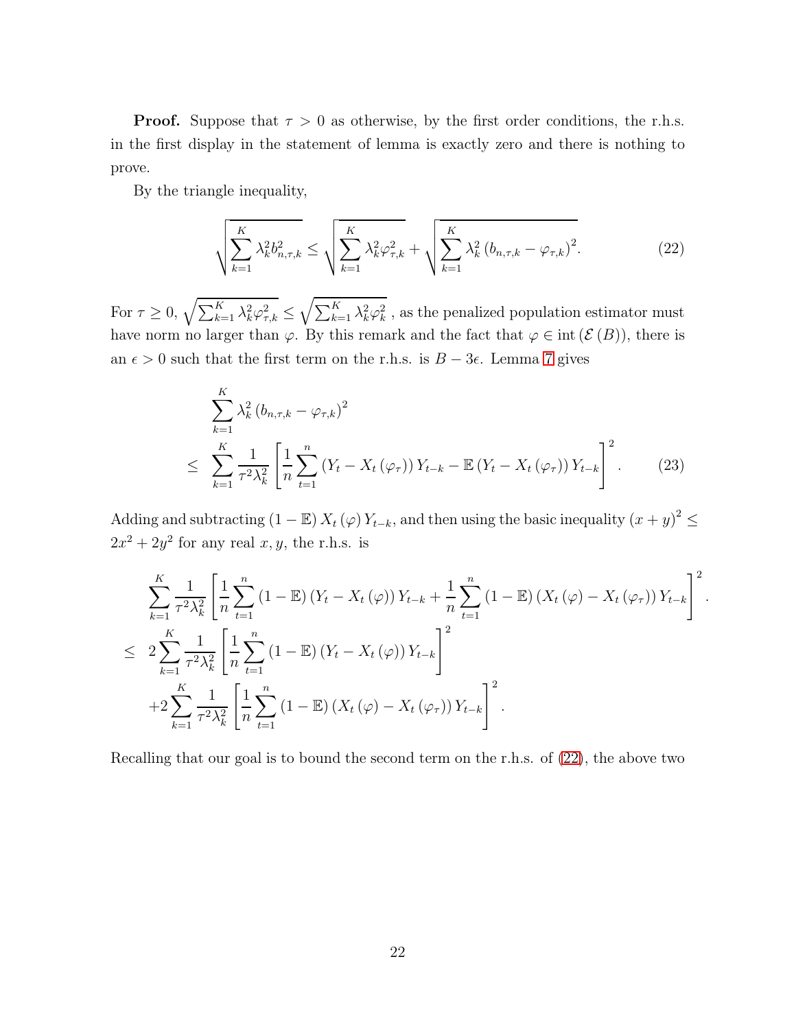**Proof.** Suppose that $\tau > 0$ as otherwise, by the first order conditions, the r.h.s. in the first display in the statement of lemma is exactly zero and there is nothing to prove.

By the triangle inequality,

$$\sqrt{\sum_{k=1}^{K} \lambda_k^2 b_{n,\tau,k}^2} \leq \sqrt{\sum_{k=1}^{K} \lambda_k^2 \varphi_{\tau,k}^2} + \sqrt{\sum_{k=1}^{K} \lambda_k^2 \left(b_{n,\tau,k} - \varphi_{\tau,k}\right)^2}. \tag{22}$$

For $\tau \geq 0$, $\sqrt{\sum_{k=1}^{K} \lambda_k^2 \varphi_{\tau,k}^2} \leq \sqrt{\sum_{k=1}^{K} \lambda_k^2 \varphi_k^2}$ , as the penalized population estimator must have norm no larger than $\varphi$. By this remark and the fact that $\varphi \in \operatorname{int}(\mathcal{E}(B))$, there is an $\epsilon > 0$ such that the first term on the r.h.s. is $B - 3\epsilon$. Lemma 7 gives

$$\begin{aligned}
&\sum_{k=1}^{K} \lambda_k^2 \left(b_{n,\tau,k} - \varphi_{\tau,k}\right)^2 \\
\leq\ & \sum_{k=1}^{K} \frac{1}{\tau^2 \lambda_k^2} \left[\frac{1}{n} \sum_{t=1}^{n} \left(Y_t - X_t\left(\varphi_\tau\right)\right) Y_{t-k} - \mathbb{E}\left(Y_t - X_t\left(\varphi_\tau\right)\right) Y_{t-k}\right]^2. \qquad (23)
\end{aligned}$$

Adding and subtracting $(1 - \mathbb{E})\, X_t(\varphi)\, Y_{t-k}$, and then using the basic inequality $(x+y)^2 \leq 2x^2 + 2y^2$ for any real $x, y$, the r.h.s. is

$$\begin{aligned}
& \sum_{k=1}^{K} \frac{1}{\tau^2 \lambda_k^2} \left[\frac{1}{n} \sum_{t=1}^{n} (1 - \mathbb{E})\left(Y_t - X_t(\varphi)\right) Y_{t-k} + \frac{1}{n} \sum_{t=1}^{n} (1 - \mathbb{E})\left(X_t(\varphi) - X_t\left(\varphi_\tau\right)\right) Y_{t-k}\right]^2. \\
\leq\ & 2 \sum_{k=1}^{K} \frac{1}{\tau^2 \lambda_k^2} \left[\frac{1}{n} \sum_{t=1}^{n} (1 - \mathbb{E})\left(Y_t - X_t(\varphi)\right) Y_{t-k}\right]^2 \\
& + 2 \sum_{k=1}^{K} \frac{1}{\tau^2 \lambda_k^2} \left[\frac{1}{n} \sum_{t=1}^{n} (1 - \mathbb{E})\left(X_t(\varphi) - X_t\left(\varphi_\tau\right)\right) Y_{t-k}\right]^2.
\end{aligned}$$

Recalling that our goal is to bound the second term on the r.h.s. of (22), the above two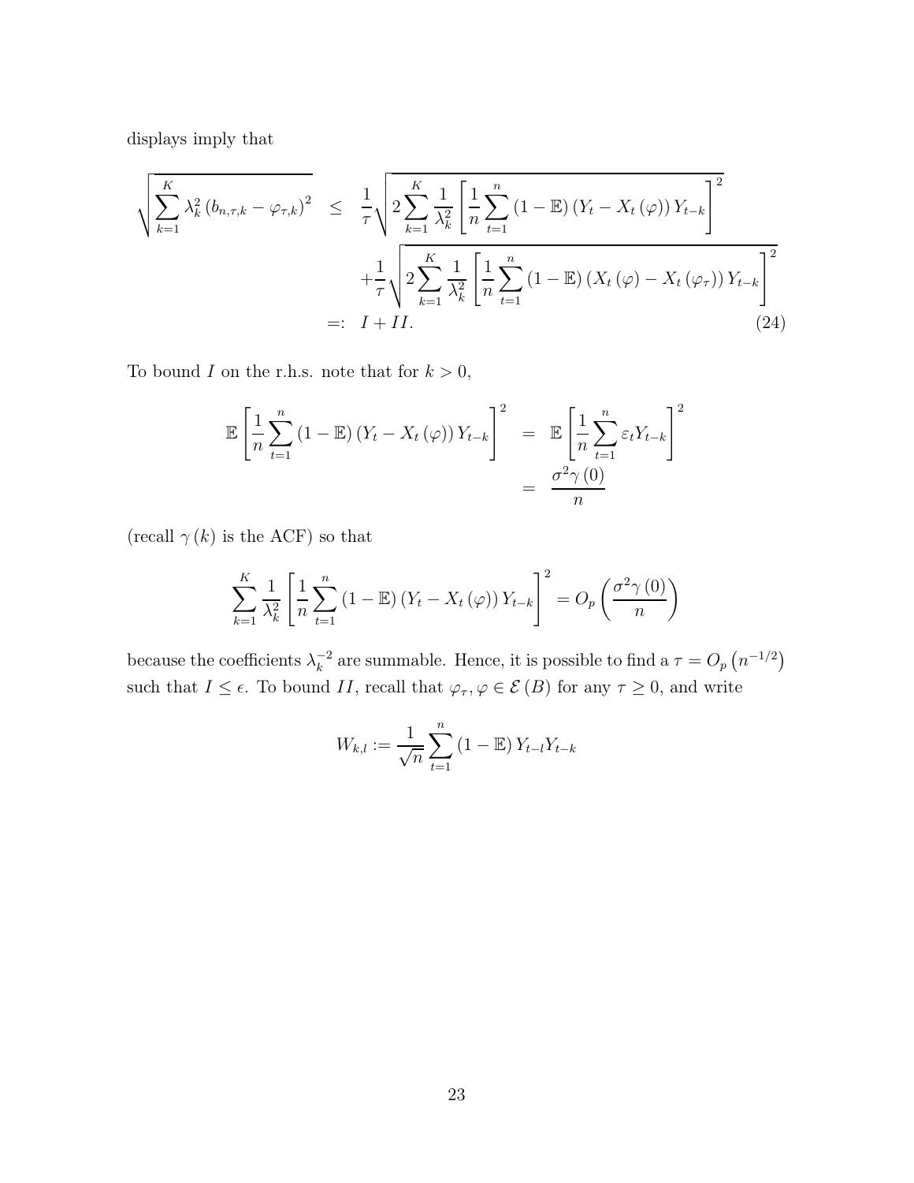displays imply that

$$
\begin{aligned}
\sqrt{\sum_{k=1}^{K} \lambda_k^2 \left(b_{n,\tau,k} - \varphi_{\tau,k}\right)^2} &\leq \frac{1}{\tau} \sqrt{2 \sum_{k=1}^{K} \frac{1}{\lambda_k^2} \left[ \frac{1}{n} \sum_{t=1}^{n} \left(1 - \mathbb{E}\right) \left(Y_t - X_t\left(\varphi\right)\right) Y_{t-k} \right]^2} \\
&\quad + \frac{1}{\tau} \sqrt{2 \sum_{k=1}^{K} \frac{1}{\lambda_k^2} \left[ \frac{1}{n} \sum_{t=1}^{n} \left(1 - \mathbb{E}\right) \left(X_t\left(\varphi\right) - X_t\left(\varphi_\tau\right)\right) Y_{t-k} \right]^2} \\
&=: I + II. \qquad (24)
\end{aligned}
$$

To bound $I$ on the r.h.s. note that for $k > 0$,

$$
\begin{aligned}
\mathbb{E} \left[ \frac{1}{n} \sum_{t=1}^{n} \left(1 - \mathbb{E}\right) \left(Y_t - X_t\left(\varphi\right)\right) Y_{t-k} \right]^2 &= \mathbb{E} \left[ \frac{1}{n} \sum_{t=1}^{n} \varepsilon_t Y_{t-k} \right]^2 \\
&= \frac{\sigma^2 \gamma\left(0\right)}{n}
\end{aligned}
$$

(recall $\gamma\left(k\right)$ is the ACF) so that

$$
\sum_{k=1}^{K} \frac{1}{\lambda_k^2} \left[ \frac{1}{n} \sum_{t=1}^{n} \left(1 - \mathbb{E}\right) \left(Y_t - X_t\left(\varphi\right)\right) Y_{t-k} \right]^2 = O_p\left( \frac{\sigma^2 \gamma\left(0\right)}{n} \right)
$$

because the coefficients $\lambda_k^{-2}$ are summable. Hence, it is possible to find a $\tau = O_p\left(n^{-1/2}\right)$ such that $I \leq \epsilon$. To bound $II$, recall that $\varphi_\tau, \varphi \in \mathcal{E}\left(B\right)$ for any $\tau \geq 0$, and write

$$
W_{k,l} := \frac{1}{\sqrt{n}} \sum_{t=1}^{n} \left(1 - \mathbb{E}\right) Y_{t-l} Y_{t-k}
$$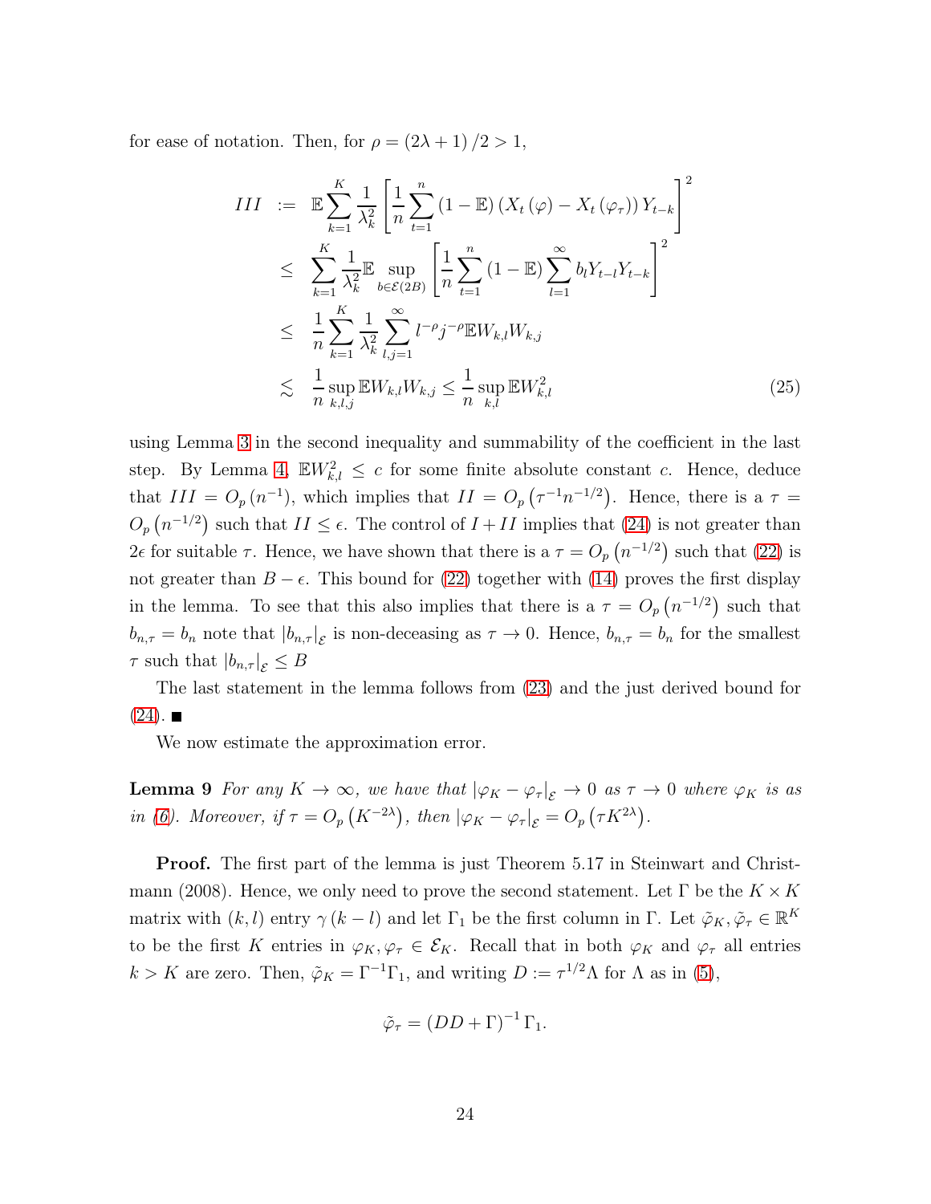for ease of notation. Then, for $\rho = (2\lambda + 1)/2 > 1$,

$$
\begin{aligned}
III &:= \mathbb{E}\sum_{k=1}^{K} \frac{1}{\lambda_k^2}\left[\frac{1}{n}\sum_{t=1}^{n}(1-\mathbb{E})\left(X_t(\varphi) - X_t(\varphi_\tau)\right)Y_{t-k}\right]^2 \\
&\leq \sum_{k=1}^{K}\frac{1}{\lambda_k^2}\mathbb{E}\sup_{b\in\mathcal{E}(2B)}\left[\frac{1}{n}\sum_{t=1}^{n}(1-\mathbb{E})\sum_{l=1}^{\infty}b_l Y_{t-l}Y_{t-k}\right]^2 \\
&\leq \frac{1}{n}\sum_{k=1}^{K}\frac{1}{\lambda_k^2}\sum_{l,j=1}^{\infty} l^{-\rho}j^{-\rho}\mathbb{E}W_{k,l}W_{k,j} \\
&\lesssim \frac{1}{n}\sup_{k,l,j}\mathbb{E}W_{k,l}W_{k,j} \leq \frac{1}{n}\sup_{k,l}\mathbb{E}W_{k,l}^2 
\end{aligned}
\tag{25}
$$

using Lemma 3 in the second inequality and summability of the coefficient in the last step. By Lemma 4, $\mathbb{E}W_{k,l}^2 \leq c$ for some finite absolute constant $c$. Hence, deduce that $III = O_p(n^{-1})$, which implies that $II = O_p(\tau^{-1}n^{-1/2})$. Hence, there is a $\tau = O_p(n^{-1/2})$ such that $II \leq \epsilon$. The control of $I + II$ implies that (24) is not greater than $2\epsilon$ for suitable $\tau$. Hence, we have shown that there is a $\tau = O_p(n^{-1/2})$ such that (22) is not greater than $B - \epsilon$. This bound for (22) together with (14) proves the first display in the lemma. To see that this also implies that there is a $\tau = O_p(n^{-1/2})$ such that $b_{n,\tau} = b_n$ note that $|b_{n,\tau}|_{\mathcal{E}}$ is non-deceasing as $\tau \to 0$. Hence, $b_{n,\tau} = b_n$ for the smallest $\tau$ such that $|b_{n,\tau}|_{\mathcal{E}} \leq B$

The last statement in the lemma follows from (23) and the just derived bound for (24). ∎

We now estimate the approximation error.

**Lemma 9** *For any $K \to \infty$, we have that $|\varphi_K - \varphi_\tau|_{\mathcal{E}} \to 0$ as $\tau \to 0$ where $\varphi_K$ is as in (6). Moreover, if $\tau = O_p(K^{-2\lambda})$, then $|\varphi_K - \varphi_\tau|_{\mathcal{E}} = O_p(\tau K^{2\lambda})$.*

**Proof.** The first part of the lemma is just Theorem 5.17 in Steinwart and Christmann (2008). Hence, we only need to prove the second statement. Let $\Gamma$ be the $K \times K$ matrix with $(k,l)$ entry $\gamma(k-l)$ and let $\Gamma_1$ be the first column in $\Gamma$. Let $\tilde{\varphi}_K, \tilde{\varphi}_\tau \in \mathbb{R}^K$ to be the first $K$ entries in $\varphi_K, \varphi_\tau \in \mathcal{E}_K$. Recall that in both $\varphi_K$ and $\varphi_\tau$ all entries $k > K$ are zero. Then, $\tilde{\varphi}_K = \Gamma^{-1}\Gamma_1$, and writing $D := \tau^{1/2}\Lambda$ for $\Lambda$ as in (5),

$$
\tilde{\varphi}_\tau = (DD + \Gamma)^{-1}\Gamma_1.
$$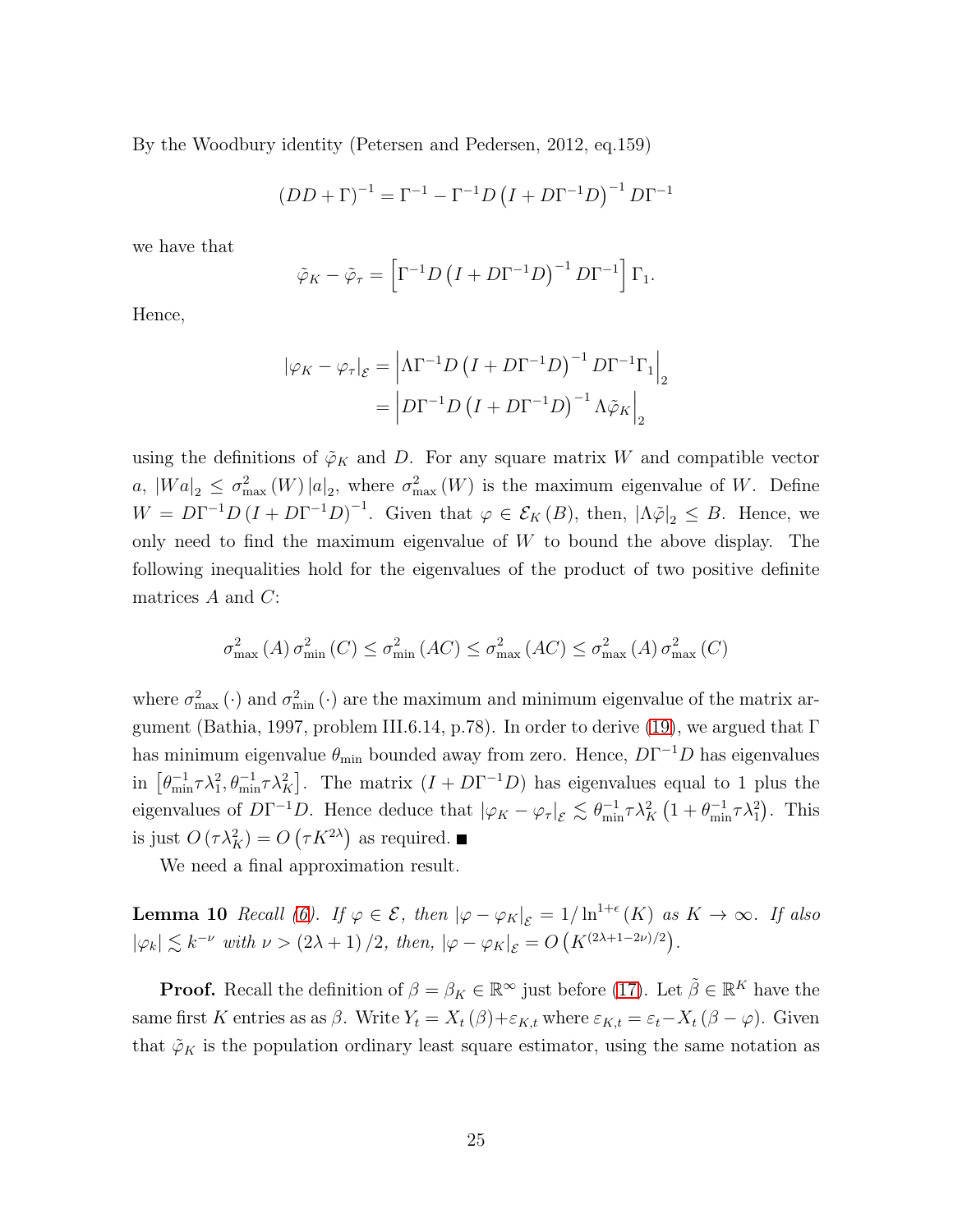By the Woodbury identity (Petersen and Pedersen, 2012, eq.159)

$$\left(DD+\Gamma\right)^{-1}=\Gamma^{-1}-\Gamma^{-1}D\left(I+D\Gamma^{-1}D\right)^{-1}D\Gamma^{-1}$$

we have that

$$\tilde{\varphi}_K-\tilde{\varphi}_\tau=\left[\Gamma^{-1}D\left(I+D\Gamma^{-1}D\right)^{-1}D\Gamma^{-1}\right]\Gamma_1.$$

Hence,

$$\begin{aligned}\left|\varphi_K-\varphi_\tau\right|_{\mathcal{E}}&=\left|\Lambda\Gamma^{-1}D\left(I+D\Gamma^{-1}D\right)^{-1}D\Gamma^{-1}\Gamma_1\right|_2\\&=\left|D\Gamma^{-1}D\left(I+D\Gamma^{-1}D\right)^{-1}\Lambda\tilde{\varphi}_K\right|_2\end{aligned}$$

using the definitions of $\tilde{\varphi}_K$ and $D$. For any square matrix $W$ and compatible vector $a$, $|Wa|_2\leq\sigma^2_{\max}(W)\,|a|_2$, where $\sigma^2_{\max}(W)$ is the maximum eigenvalue of $W$. Define $W=D\Gamma^{-1}D\left(I+D\Gamma^{-1}D\right)^{-1}$. Given that $\varphi\in\mathcal{E}_K(B)$, then, $|\Lambda\tilde{\varphi}|_2\leq B$. Hence, we only need to find the maximum eigenvalue of $W$ to bound the above display. The following inequalities hold for the eigenvalues of the product of two positive definite matrices $A$ and $C$:

$$\sigma^2_{\max}(A)\,\sigma^2_{\min}(C)\leq\sigma^2_{\min}(AC)\leq\sigma^2_{\max}(AC)\leq\sigma^2_{\max}(A)\,\sigma^2_{\max}(C)$$

where $\sigma^2_{\max}(\cdot)$ and $\sigma^2_{\min}(\cdot)$ are the maximum and minimum eigenvalue of the matrix argument (Bathia, 1997, problem III.6.14, p.78). In order to derive (19), we argued that $\Gamma$ has minimum eigenvalue $\theta_{\min}$ bounded away from zero. Hence, $D\Gamma^{-1}D$ has eigenvalues in $\left[\theta^{-1}_{\min}\tau\lambda_1^2,\theta^{-1}_{\min}\tau\lambda_K^2\right]$. The matrix $\left(I+D\Gamma^{-1}D\right)$ has eigenvalues equal to 1 plus the eigenvalues of $D\Gamma^{-1}D$. Hence deduce that $|\varphi_K-\varphi_\tau|_{\mathcal{E}}\lesssim\theta^{-1}_{\min}\tau\lambda_K^2\left(1+\theta^{-1}_{\min}\tau\lambda_1^2\right)$. This is just $O\left(\tau\lambda_K^2\right)=O\left(\tau K^{2\lambda}\right)$ as required. ■

We need a final approximation result.

**Lemma 10** *Recall (6). If $\varphi\in\mathcal{E}$, then $|\varphi-\varphi_K|_{\mathcal{E}}=1/\ln^{1+\epsilon}(K)$ as $K\to\infty$. If also $|\varphi_k|\lesssim k^{-\nu}$ with $\nu>(2\lambda+1)/2$, then, $|\varphi-\varphi_K|_{\mathcal{E}}=O\left(K^{(2\lambda+1-2\nu)/2}\right)$.*

**Proof.** Recall the definition of $\beta=\beta_K\in\mathbb{R}^\infty$ just before (17). Let $\tilde{\beta}\in\mathbb{R}^K$ have the same first $K$ entries as as $\beta$. Write $Y_t=X_t(\beta)+\varepsilon_{K,t}$ where $\varepsilon_{K,t}=\varepsilon_t-X_t(\beta-\varphi)$. Given that $\tilde{\varphi}_K$ is the population ordinary least square estimator, using the same notation as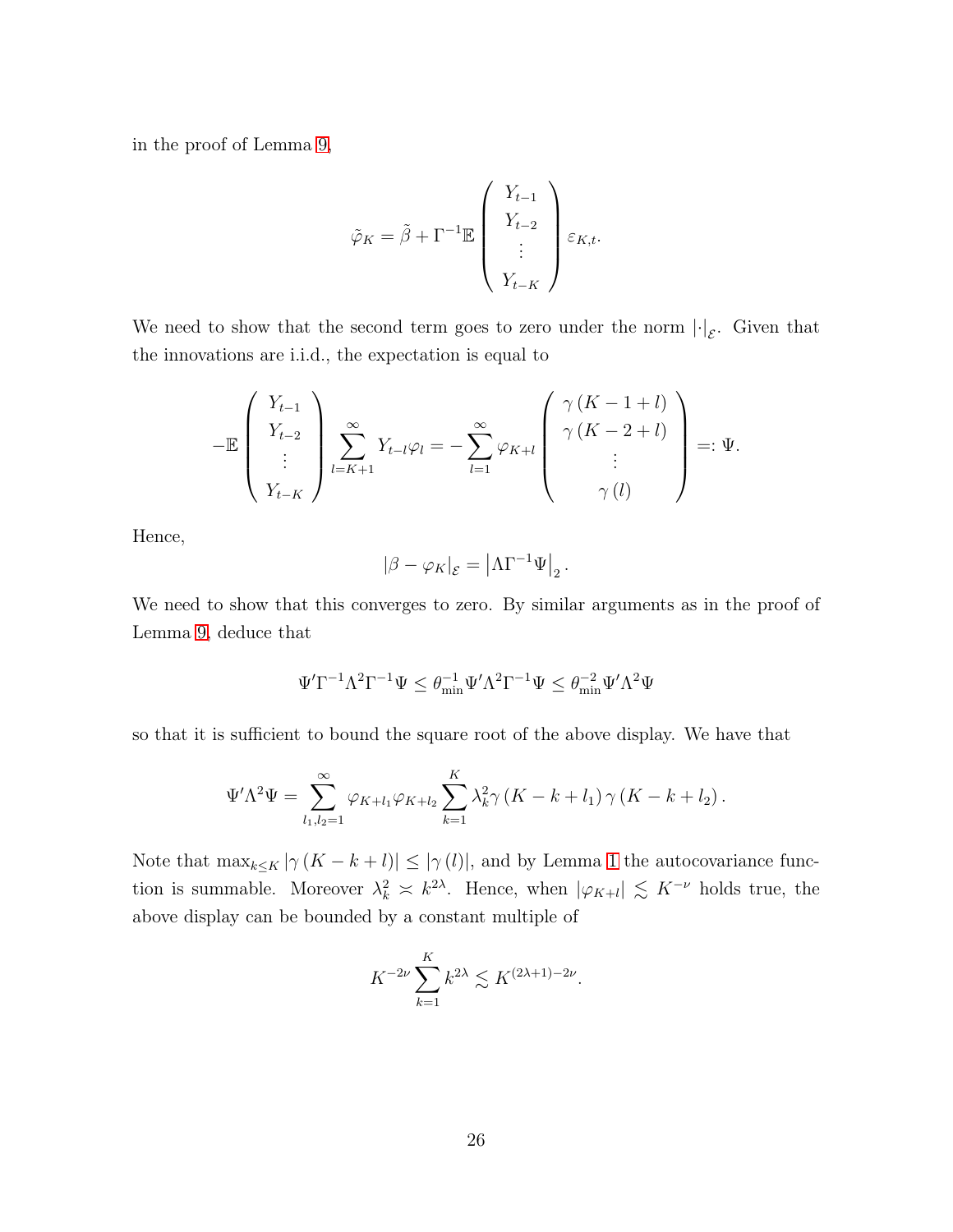in the proof of Lemma 9,

$$\tilde{\varphi}_K = \tilde{\beta} + \Gamma^{-1}\mathbb{E}\begin{pmatrix} Y_{t-1} \\ Y_{t-2} \\ \vdots \\ Y_{t-K} \end{pmatrix} \varepsilon_{K,t}.$$

We need to show that the second term goes to zero under the norm $|\cdot|_{\mathcal{E}}$. Given that the innovations are i.i.d., the expectation is equal to

$$-\mathbb{E}\begin{pmatrix} Y_{t-1} \\ Y_{t-2} \\ \vdots \\ Y_{t-K} \end{pmatrix} \sum_{l=K+1}^{\infty} Y_{t-l}\varphi_l = -\sum_{l=1}^{\infty} \varphi_{K+l} \begin{pmatrix} \gamma(K-1+l) \\ \gamma(K-2+l) \\ \vdots \\ \gamma(l) \end{pmatrix} =: \Psi.$$

Hence,

$$|\beta - \varphi_K|_{\mathcal{E}} = \left|\Lambda \Gamma^{-1}\Psi\right|_2.$$

We need to show that this converges to zero. By similar arguments as in the proof of Lemma 9, deduce that

$$\Psi'\Gamma^{-1}\Lambda^2\Gamma^{-1}\Psi \leq \theta_{\min}^{-1}\Psi'\Lambda^2\Gamma^{-1}\Psi \leq \theta_{\min}^{-2}\Psi'\Lambda^2\Psi$$

so that it is sufficient to bound the square root of the above display. We have that

$$\Psi'\Lambda^2\Psi = \sum_{l_1,l_2=1}^{\infty} \varphi_{K+l_1}\varphi_{K+l_2}\sum_{k=1}^{K}\lambda_k^2\gamma(K-k+l_1)\gamma(K-k+l_2).$$

Note that $\max_{k\leq K}|\gamma(K-k+l)| \leq |\gamma(l)|$, and by Lemma 1 the autocovariance function is summable. Moreover $\lambda_k^2 \asymp k^{2\lambda}$. Hence, when $|\varphi_{K+l}| \lesssim K^{-\nu}$ holds true, the above display can be bounded by a constant multiple of

$$K^{-2\nu}\sum_{k=1}^{K} k^{2\lambda} \lesssim K^{(2\lambda+1)-2\nu}.$$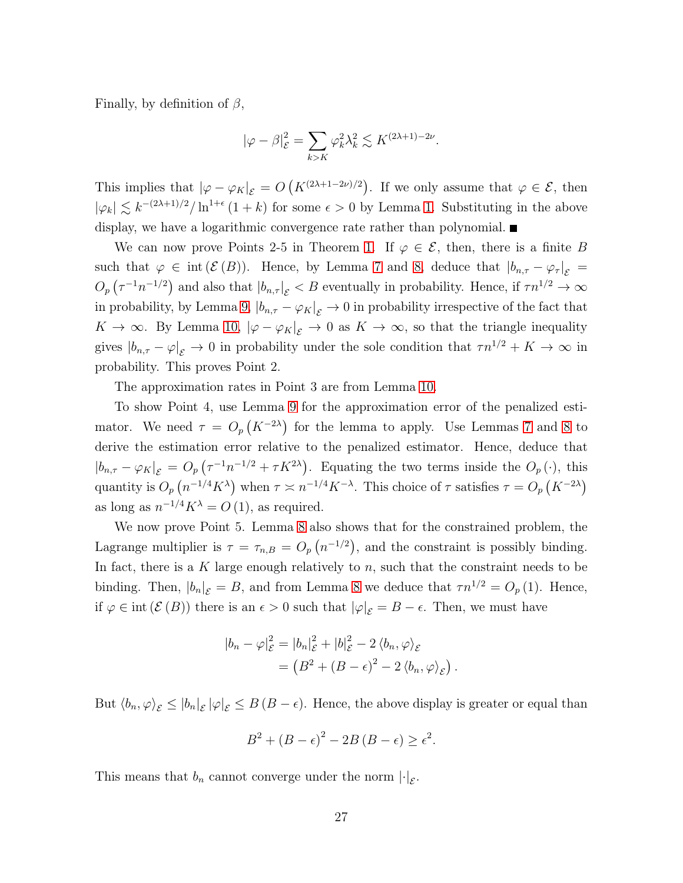Finally, by definition of $\beta$,

$$|\varphi - \beta|_{\mathcal{E}}^2 = \sum_{k>K} \varphi_k^2 \lambda_k^2 \lesssim K^{(2\lambda+1)-2\nu}.$$

This implies that $|\varphi - \varphi_K|_{\mathcal{E}} = O\left(K^{(2\lambda+1-2\nu)/2}\right)$. If we only assume that $\varphi \in \mathcal{E}$, then $|\varphi_k| \lesssim k^{-(2\lambda+1)/2} / \ln^{1+\epsilon}(1+k)$ for some $\epsilon > 0$ by Lemma 1. Substituting in the above display, we have a logarithmic convergence rate rather than polynomial. ■

We can now prove Points 2-5 in Theorem 1. If $\varphi \in \mathcal{E}$, then, there is a finite $B$ such that $\varphi \in \operatorname{int}(\mathcal{E}(B))$. Hence, by Lemma 7 and 8, deduce that $|b_{n,\tau} - \varphi_\tau|_{\mathcal{E}} = O_p\left(\tau^{-1} n^{-1/2}\right)$ and also that $|b_{n,\tau}|_{\mathcal{E}} < B$ eventually in probability. Hence, if $\tau n^{1/2} \to \infty$ in probability, by Lemma 9, $|b_{n,\tau} - \varphi_K|_{\mathcal{E}} \to 0$ in probability irrespective of the fact that $K \to \infty$. By Lemma 10, $|\varphi - \varphi_K|_{\mathcal{E}} \to 0$ as $K \to \infty$, so that the triangle inequality gives $|b_{n,\tau} - \varphi|_{\mathcal{E}} \to 0$ in probability under the sole condition that $\tau n^{1/2} + K \to \infty$ in probability. This proves Point 2.

The approximation rates in Point 3 are from Lemma 10.

To show Point 4, use Lemma 9 for the approximation error of the penalized estimator. We need $\tau = O_p\left(K^{-2\lambda}\right)$ for the lemma to apply. Use Lemmas 7 and 8 to derive the estimation error relative to the penalized estimator. Hence, deduce that $|b_{n,\tau} - \varphi_K|_{\mathcal{E}} = O_p\left(\tau^{-1} n^{-1/2} + \tau K^{2\lambda}\right)$. Equating the two terms inside the $O_p(\cdot)$, this quantity is $O_p\left(n^{-1/4} K^{\lambda}\right)$ when $\tau \asymp n^{-1/4} K^{-\lambda}$. This choice of $\tau$ satisfies $\tau = O_p\left(K^{-2\lambda}\right)$ as long as $n^{-1/4} K^{\lambda} = O(1)$, as required.

We now prove Point 5. Lemma 8 also shows that for the constrained problem, the Lagrange multiplier is $\tau = \tau_{n,B} = O_p\left(n^{-1/2}\right)$, and the constraint is possibly binding. In fact, there is a $K$ large enough relatively to $n$, such that the constraint needs to be binding. Then, $|b_n|_{\mathcal{E}} = B$, and from Lemma 8 we deduce that $\tau n^{1/2} = O_p(1)$. Hence, if $\varphi \in \operatorname{int}(\mathcal{E}(B))$ there is an $\epsilon > 0$ such that $|\varphi|_{\mathcal{E}} = B - \epsilon$. Then, we must have

$$\begin{aligned}
|b_n - \varphi|_{\mathcal{E}}^2 &= |b_n|_{\mathcal{E}}^2 + |b|_{\mathcal{E}}^2 - 2\langle b_n, \varphi \rangle_{\mathcal{E}} \\
&= \left(B^2 + (B-\epsilon)^2 - 2\langle b_n, \varphi \rangle_{\mathcal{E}}\right).
\end{aligned}$$

But $\langle b_n, \varphi \rangle_{\mathcal{E}} \leq |b_n|_{\mathcal{E}} |\varphi|_{\mathcal{E}} \leq B(B-\epsilon)$. Hence, the above display is greater or equal than

$$B^2 + (B-\epsilon)^2 - 2B(B-\epsilon) \geq \epsilon^2.$$

This means that $b_n$ cannot converge under the norm $|\cdot|_{\mathcal{E}}$.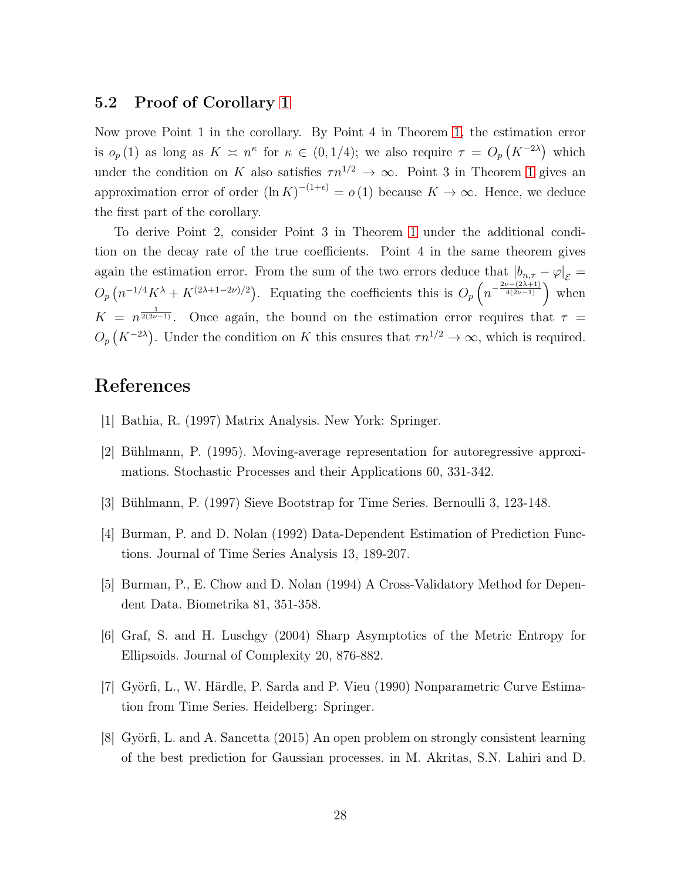### 5.2 Proof of Corollary 1

Now prove Point 1 in the corollary. By Point 4 in Theorem 1, the estimation error is $o_p(1)$ as long as $K \asymp n^{\kappa}$ for $\kappa \in (0, 1/4)$; we also require $\tau = O_p\left(K^{-2\lambda}\right)$ which under the condition on $K$ also satisfies $\tau n^{1/2} \to \infty$. Point 3 in Theorem 1 gives an approximation error of order $(\ln K)^{-(1+\epsilon)} = o(1)$ because $K \to \infty$. Hence, we deduce the first part of the corollary.

To derive Point 2, consider Point 3 in Theorem 1 under the additional condition on the decay rate of the true coefficients. Point 4 in the same theorem gives again the estimation error. From the sum of the two errors deduce that $|b_{n,\tau} - \varphi|_{\mathcal{E}} = O_p\left(n^{-1/4}K^{\lambda} + K^{(2\lambda+1-2\nu)/2}\right)$. Equating the coefficients this is $O_p\left(n^{-\frac{2\nu-(2\lambda+1)}{4(2\nu-1)}}\right)$ when $K = n^{\frac{1}{2(2\nu-1)}}$. Once again, the bound on the estimation error requires that $\tau = O_p\left(K^{-2\lambda}\right)$. Under the condition on $K$ this ensures that $\tau n^{1/2} \to \infty$, which is required.

## References

[1] Bathia, R. (1997) Matrix Analysis. New York: Springer.

[2] Bühlmann, P. (1995). Moving-average representation for autoregressive approximations. Stochastic Processes and their Applications 60, 331-342.

[3] Bühlmann, P. (1997) Sieve Bootstrap for Time Series. Bernoulli 3, 123-148.

[4] Burman, P. and D. Nolan (1992) Data-Dependent Estimation of Prediction Functions. Journal of Time Series Analysis 13, 189-207.

[5] Burman, P., E. Chow and D. Nolan (1994) A Cross-Validatory Method for Dependent Data. Biometrika 81, 351-358.

[6] Graf, S. and H. Luschgy (2004) Sharp Asymptotics of the Metric Entropy for Ellipsoids. Journal of Complexity 20, 876-882.

[7] Györfi, L., W. Härdle, P. Sarda and P. Vieu (1990) Nonparametric Curve Estimation from Time Series. Heidelberg: Springer.

[8] Györfi, L. and A. Sancetta (2015) An open problem on strongly consistent learning of the best prediction for Gaussian processes. in M. Akritas, S.N. Lahiri and D.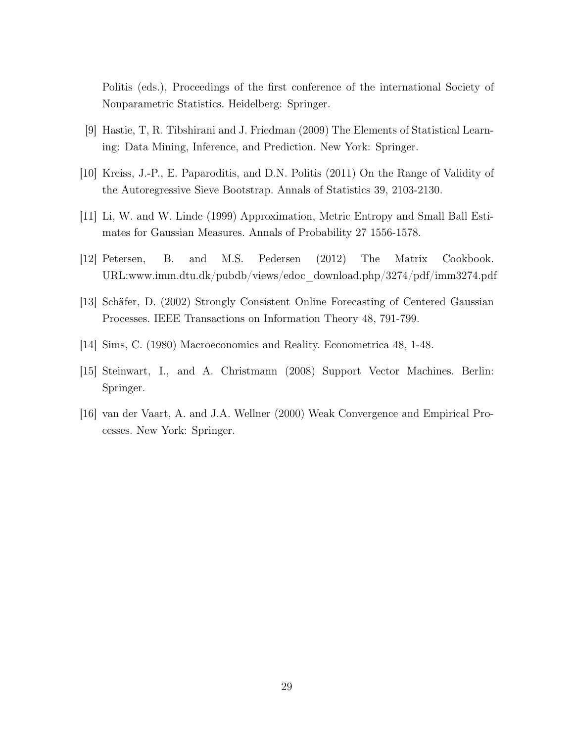Politis (eds.), Proceedings of the first conference of the international Society of Nonparametric Statistics. Heidelberg: Springer.

[9] Hastie, T, R. Tibshirani and J. Friedman (2009) The Elements of Statistical Learning: Data Mining, Inference, and Prediction. New York: Springer.

[10] Kreiss, J.-P., E. Paparoditis, and D.N. Politis (2011) On the Range of Validity of the Autoregressive Sieve Bootstrap. Annals of Statistics 39, 2103-2130.

[11] Li, W. and W. Linde (1999) Approximation, Metric Entropy and Small Ball Estimates for Gaussian Measures. Annals of Probability 27 1556-1578.

[12] Petersen, B. and M.S. Pedersen (2012) The Matrix Cookbook. URL:www.imm.dtu.dk/pubdb/views/edoc_download.php/3274/pdf/imm3274.pdf

[13] Schäfer, D. (2002) Strongly Consistent Online Forecasting of Centered Gaussian Processes. IEEE Transactions on Information Theory 48, 791-799.

[14] Sims, C. (1980) Macroeconomics and Reality. Econometrica 48, 1-48.

[15] Steinwart, I., and A. Christmann (2008) Support Vector Machines. Berlin: Springer.

[16] van der Vaart, A. and J.A. Wellner (2000) Weak Convergence and Empirical Processes. New York: Springer.